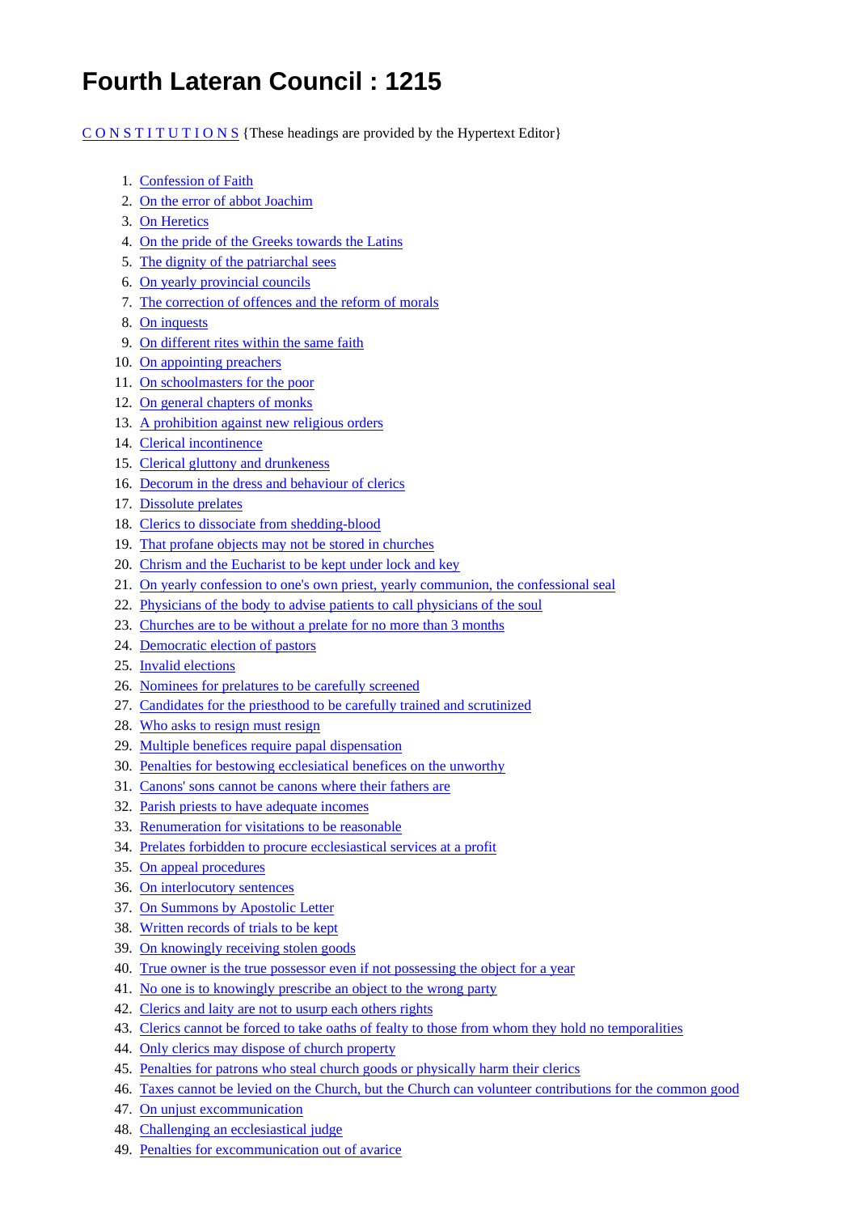# Fourth Lateran Council : 1215

C O N S T I T U T I O N S {These headings are provided by the Hypertext Editor}

1. Confession of Faith
2. On the error of abbot Joachim
3. On Heretics
4. On the pride of the Greeks towards the Latins
5. The dignity of the patriarchal sees
6. On yearly provincial councils
7. The correction of offences and the reform of morals
8. On inquests
9. On different rites within the same faith
10. On appointing preachers
11. On schoolmasters for the poor
12. On general chapters of monks
13. A prohibition against new religious orders
14. Clerical incontinence
15. Clerical gluttony and drunkeness
16. Decorum in the dress and behaviour of clerics
17. Dissolute prelates
18. Clerics to dissociate from shedding-blood
19. That profane objects may not be stored in churches
20. Chrism and the Eucharist to be kept under lock and key
21. On yearly confession to one's own priest, yearly communion, the confessional seal
22. Physicians of the body to advise patients to call physicians of the soul
23. Churches are to be without a prelate for no more than 3 months
24. Democratic election of pastors
25. Invalid elections
26. Nominees for prelatures to be carefully screened
27. Candidates for the priesthood to be carefully trained and scrutinized
28. Who asks to resign must resign
29. Multiple benefices require papal dispensation
30. Penalties for bestowing ecclesiastical benefices on the unworthy
31. Canons' sons cannot be canons where their fathers are
32. Parish priests to have adequate incomes
33. Renumeration for visitations to be reasonable
34. Prelates forbidden to procure ecclesiastical services at a profit
35. On appeal procedures
36. On interlocutory sentences
37. On Summons by Apostolic Letter
38. Written records of trials to be kept
39. On knowingly receiving stolen goods
40. True owner is the true possessor even if not possessing the object for a year
41. No one is to knowingly prescribe an object to the wrong party
42. Clerics and laity are not to usurp each others rights
43. Clerics cannot be forced to take oaths of fealty to those from whom they hold no temporalities
44. Only clerics may dispose of church property
45. Penalties for patrons who steal church goods or physically harm their clerics
46. Taxes cannot be levied on the Church, but the Church can volunteer contributions for the common good
47. On unjust excommunication
48. Challenging an ecclesiastical judge
49. Penalties for excommunication out of avarice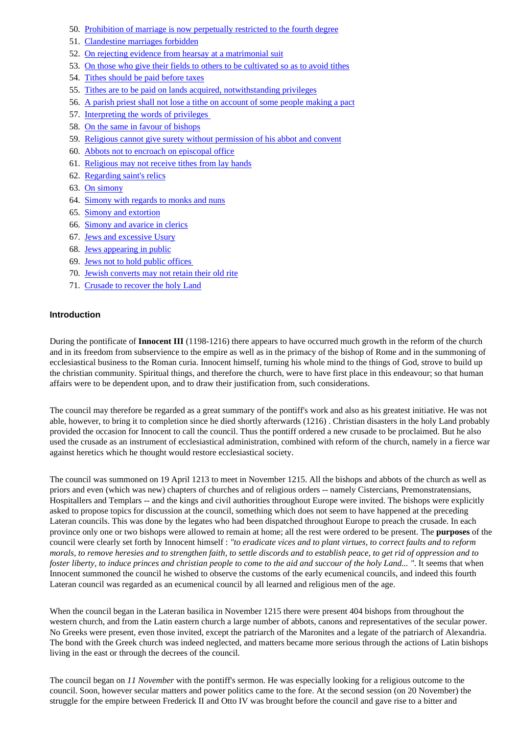50. Prohibition of marriage is now perpetually restricted to the fourth degree
51. Clandestine marriages forbidden
52. On rejecting evidence from hearsay at a matrimonial suit
53. On those who give their fields to others to be cultivated so as to avoid tithes
54. Tithes should be paid before taxes
55. Tithes are to be paid on lands acquired, notwithstanding privileges
56. A parish priest shall not lose a tithe on account of some people making a pact
57. Interpreting the words of privileges
58. On the same in favour of bishops
59. Religious cannot give surety without permission of his abbot and convent
60. Abbots not to encroach on episcopal office
61. Religious may not receive tithes from lay hands
62. Regarding saint's relics
63. On simony
64. Simony with regards to monks and nuns
65. Simony and extortion
66. Simony and avarice in clerics
67. Jews and excessive Usury
68. Jews appearing in public
69. Jews not to hold public offices
70. Jewish converts may not retain their old rite
71. Crusade to recover the holy Land

### Introduction

During the pontificate of **Innocent III** (1198-1216) there appears to have occurred much growth in the reform of the church and in its freedom from subservience to the empire as well as in the primacy of the bishop of Rome and in the summoning of ecclesiastical business to the Roman curia. Innocent himself, turning his whole mind to the things of God, strove to build up the christian community. Spiritual things, and therefore the church, were to have first place in this endeavour; so that human affairs were to be dependent upon, and to draw their justification from, such considerations.

The council may therefore be regarded as a great summary of the pontiff's work and also as his greatest initiative. He was not able, however, to bring it to completion since he died shortly afterwards (1216) . Christian disasters in the holy Land probably provided the occasion for Innocent to call the council. Thus the pontiff ordered a new crusade to be proclaimed. But he also used the crusade as an instrument of ecclesiastical administration, combined with reform of the church, namely in a fierce war against heretics which he thought would restore ecclesiastical society.

The council was summoned on 19 April 1213 to meet in November 1215. All the bishops and abbots of the church as well as priors and even (which was new) chapters of churches and of religious orders -- namely Cistercians, Premonstratensians, Hospitallers and Templars -- and the kings and civil authorities throughout Europe were invited. The bishops were explicitly asked to propose topics for discussion at the council, something which does not seem to have happened at the preceding Lateran councils. This was done by the legates who had been dispatched throughout Europe to preach the crusade. In each province only one or two bishops were allowed to remain at home; all the rest were ordered to be present. The **purposes** of the council were clearly set forth by Innocent himself : *"to eradicate vices and to plant virtues, to correct faults and to reform morals, to remove heresies and to strengthen faith, to settle discords and to establish peace, to get rid of oppression and to foster liberty, to induce princes and christian people to come to the aid and succour of the holy Land... "*. It seems that when Innocent summoned the council he wished to observe the customs of the early ecumenical councils, and indeed this fourth Lateran council was regarded as an ecumenical council by all learned and religious men of the age.

When the council began in the Lateran basilica in November 1215 there were present 404 bishops from throughout the western church, and from the Latin eastern church a large number of abbots, canons and representatives of the secular power. No Greeks were present, even those invited, except the patriarch of the Maronites and a legate of the patriarch of Alexandria. The bond with the Greek church was indeed neglected, and matters became more serious through the actions of Latin bishops living in the east or through the decrees of the council.

The council began on *11 November* with the pontiff's sermon. He was especially looking for a religious outcome to the council. Soon, however secular matters and power politics came to the fore. At the second session (on 20 November) the struggle for the empire between Frederick II and Otto IV was brought before the council and gave rise to a bitter and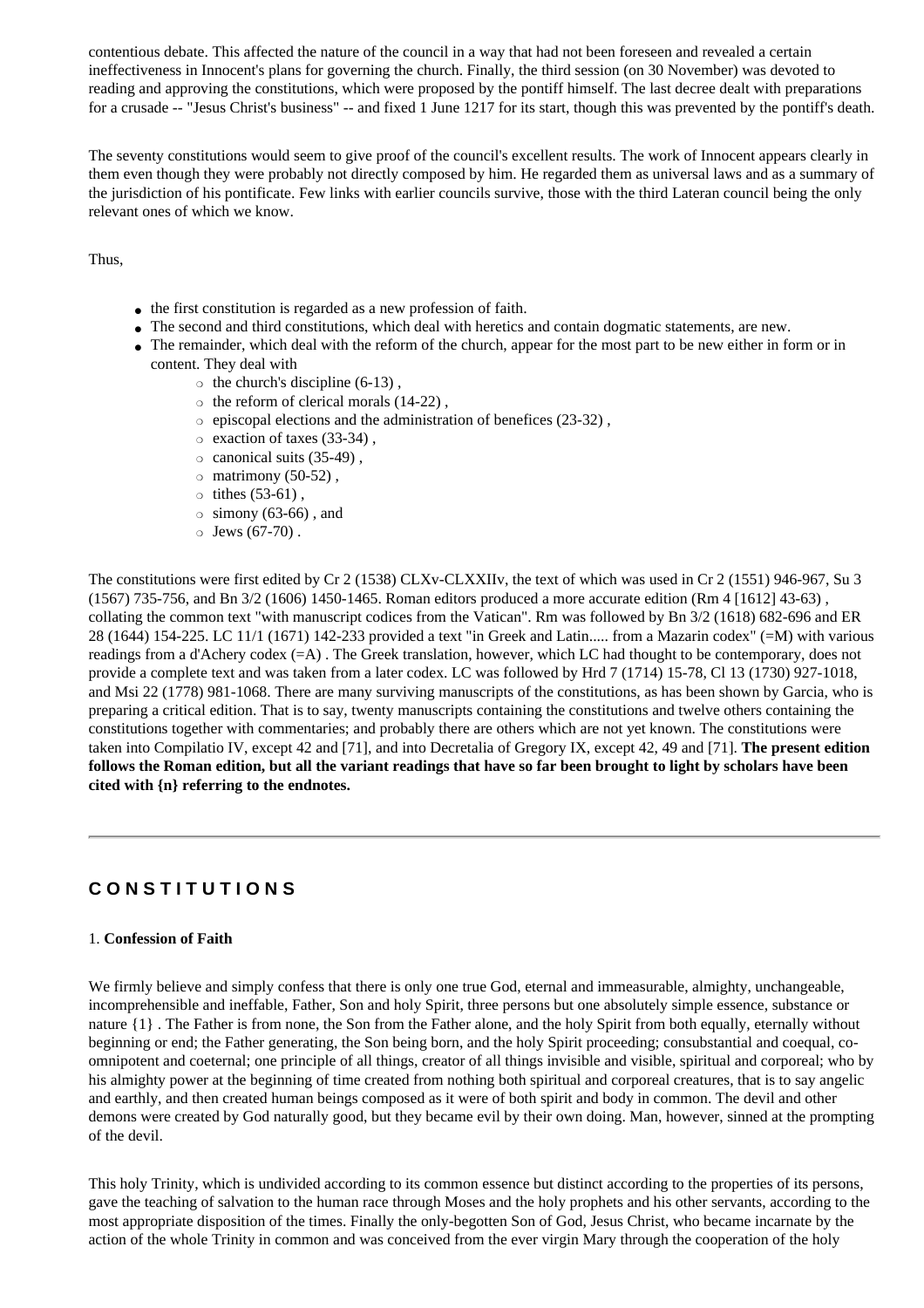contentious debate. This affected the nature of the council in a way that had not been foreseen and revealed a certain ineffectiveness in Innocent's plans for governing the church. Finally, the third session (on 30 November) was devoted to reading and approving the constitutions, which were proposed by the pontiff himself. The last decree dealt with preparations for a crusade -- "Jesus Christ's business" -- and fixed 1 June 1217 for its start, though this was prevented by the pontiff's death.

The seventy constitutions would seem to give proof of the council's excellent results. The work of Innocent appears clearly in them even though they were probably not directly composed by him. He regarded them as universal laws and as a summary of the jurisdiction of his pontificate. Few links with earlier councils survive, those with the third Lateran council being the only relevant ones of which we know.

Thus,

- the first constitution is regarded as a new profession of faith.
- The second and third constitutions, which deal with heretics and contain dogmatic statements, are new.
- The remainder, which deal with the reform of the church, appear for the most part to be new either in form or in content. They deal with
  - the church's discipline (6-13) ,
  - the reform of clerical morals (14-22) ,
  - episcopal elections and the administration of benefices (23-32) ,
  - exaction of taxes (33-34) ,
  - canonical suits (35-49) ,
  - matrimony (50-52) ,
  - tithes (53-61) ,
  - simony (63-66) , and
  - Jews (67-70) .

The constitutions were first edited by Cr 2 (1538) CLXv-CLXXIIv, the text of which was used in Cr 2 (1551) 946-967, Su 3 (1567) 735-756, and Bn 3/2 (1606) 1450-1465. Roman editors produced a more accurate edition (Rm 4 [1612] 43-63) , collating the common text "with manuscript codices from the Vatican". Rm was followed by Bn 3/2 (1618) 682-696 and ER 28 (1644) 154-225. LC 11/1 (1671) 142-233 provided a text "in Greek and Latin..... from a Mazarin codex" (=M) with various readings from a d'Achery codex (=A) . The Greek translation, however, which LC had thought to be contemporary, does not provide a complete text and was taken from a later codex. LC was followed by Hrd 7 (1714) 15-78, Cl 13 (1730) 927-1018, and Msi 22 (1778) 981-1068. There are many surviving manuscripts of the constitutions, as has been shown by Garcia, who is preparing a critical edition. That is to say, twenty manuscripts containing the constitutions and twelve others containing the constitutions together with commentaries; and probably there are others which are not yet known. The constitutions were taken into Compilatio IV, except 42 and [71], and into Decretalia of Gregory IX, except 42, 49 and [71]. **The present edition follows the Roman edition, but all the variant readings that have so far been brought to light by scholars have been cited with {n} referring to the endnotes.**

---

## C O N S T I T U T I O N S

1. **Confession of Faith**

We firmly believe and simply confess that there is only one true God, eternal and immeasurable, almighty, unchangeable, incomprehensible and ineffable, Father, Son and holy Spirit, three persons but one absolutely simple essence, substance or nature {1} . The Father is from none, the Son from the Father alone, and the holy Spirit from both equally, eternally without beginning or end; the Father generating, the Son being born, and the holy Spirit proceeding; consubstantial and coequal, co-omnipotent and coeternal; one principle of all things, creator of all things invisible and visible, spiritual and corporeal; who by his almighty power at the beginning of time created from nothing both spiritual and corporeal creatures, that is to say angelic and earthly, and then created human beings composed as it were of both spirit and body in common. The devil and other demons were created by God naturally good, but they became evil by their own doing. Man, however, sinned at the prompting of the devil.

This holy Trinity, which is undivided according to its common essence but distinct according to the properties of its persons, gave the teaching of salvation to the human race through Moses and the holy prophets and his other servants, according to the most appropriate disposition of the times. Finally the only-begotten Son of God, Jesus Christ, who became incarnate by the action of the whole Trinity in common and was conceived from the ever virgin Mary through the cooperation of the holy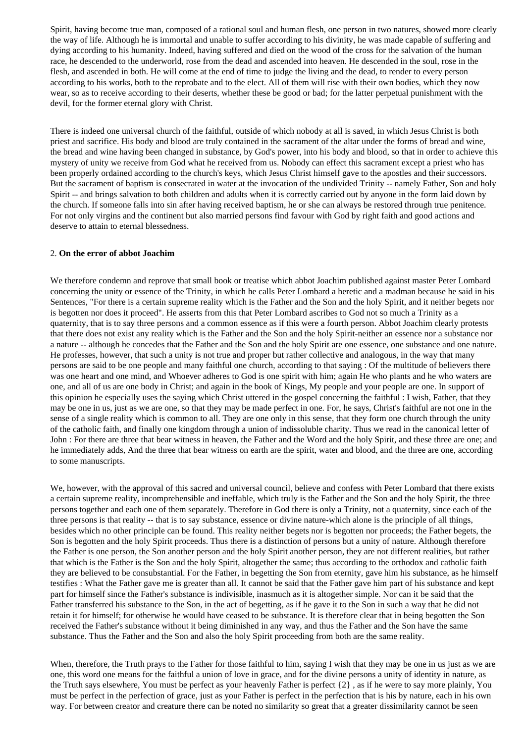Spirit, having become true man, composed of a rational soul and human flesh, one person in two natures, showed more clearly the way of life. Although he is immortal and unable to suffer according to his divinity, he was made capable of suffering and dying according to his humanity. Indeed, having suffered and died on the wood of the cross for the salvation of the human race, he descended to the underworld, rose from the dead and ascended into heaven. He descended in the soul, rose in the flesh, and ascended in both. He will come at the end of time to judge the living and the dead, to render to every person according to his works, both to the reprobate and to the elect. All of them will rise with their own bodies, which they now wear, so as to receive according to their deserts, whether these be good or bad; for the latter perpetual punishment with the devil, for the former eternal glory with Christ.

There is indeed one universal church of the faithful, outside of which nobody at all is saved, in which Jesus Christ is both priest and sacrifice. His body and blood are truly contained in the sacrament of the altar under the forms of bread and wine, the bread and wine having been changed in substance, by God's power, into his body and blood, so that in order to achieve this mystery of unity we receive from God what he received from us. Nobody can effect this sacrament except a priest who has been properly ordained according to the church's keys, which Jesus Christ himself gave to the apostles and their successors. But the sacrament of baptism is consecrated in water at the invocation of the undivided Trinity -- namely Father, Son and holy Spirit -- and brings salvation to both children and adults when it is correctly carried out by anyone in the form laid down by the church. If someone falls into sin after having received baptism, he or she can always be restored through true penitence. For not only virgins and the continent but also married persons find favour with God by right faith and good actions and deserve to attain to eternal blessedness.

2. **On the error of abbot Joachim**

We therefore condemn and reprove that small book or treatise which abbot Joachim published against master Peter Lombard concerning the unity or essence of the Trinity, in which he calls Peter Lombard a heretic and a madman because he said in his Sentences, "For there is a certain supreme reality which is the Father and the Son and the holy Spirit, and it neither begets nor is begotten nor does it proceed". He asserts from this that Peter Lombard ascribes to God not so much a Trinity as a quaternity, that is to say three persons and a common essence as if this were a fourth person. Abbot Joachim clearly protests that there does not exist any reality which is the Father and the Son and the holy Spirit-neither an essence nor a substance nor a nature -- although he concedes that the Father and the Son and the holy Spirit are one essence, one substance and one nature. He professes, however, that such a unity is not true and proper but rather collective and analogous, in the way that many persons are said to be one people and many faithful one church, according to that saying : Of the multitude of believers there was one heart and one mind, and Whoever adheres to God is one spirit with him; again He who plants and he who waters are one, and all of us are one body in Christ; and again in the book of Kings, My people and your people are one. In support of this opinion he especially uses the saying which Christ uttered in the gospel concerning the faithful : I wish, Father, that they may be one in us, just as we are one, so that they may be made perfect in one. For, he says, Christ's faithful are not one in the sense of a single reality which is common to all. They are one only in this sense, that they form one church through the unity of the catholic faith, and finally one kingdom through a union of indissoluble charity. Thus we read in the canonical letter of John : For there are three that bear witness in heaven, the Father and the Word and the holy Spirit, and these three are one; and he immediately adds, And the three that bear witness on earth are the spirit, water and blood, and the three are one, according to some manuscripts.

We, however, with the approval of this sacred and universal council, believe and confess with Peter Lombard that there exists a certain supreme reality, incomprehensible and ineffable, which truly is the Father and the Son and the holy Spirit, the three persons together and each one of them separately. Therefore in God there is only a Trinity, not a quaternity, since each of the three persons is that reality -- that is to say substance, essence or divine nature-which alone is the principle of all things, besides which no other principle can be found. This reality neither begets nor is begotten nor proceeds; the Father begets, the Son is begotten and the holy Spirit proceeds. Thus there is a distinction of persons but a unity of nature. Although therefore the Father is one person, the Son another person and the holy Spirit another person, they are not different realities, but rather that which is the Father is the Son and the holy Spirit, altogether the same; thus according to the orthodox and catholic faith they are believed to be consubstantial. For the Father, in begetting the Son from eternity, gave him his substance, as he himself testifies : What the Father gave me is greater than all. It cannot be said that the Father gave him part of his substance and kept part for himself since the Father's substance is indivisible, inasmuch as it is altogether simple. Nor can it be said that the Father transferred his substance to the Son, in the act of begetting, as if he gave it to the Son in such a way that he did not retain it for himself; for otherwise he would have ceased to be substance. It is therefore clear that in being begotten the Son received the Father's substance without it being diminished in any way, and thus the Father and the Son have the same substance. Thus the Father and the Son and also the holy Spirit proceeding from both are the same reality.

When, therefore, the Truth prays to the Father for those faithful to him, saying I wish that they may be one in us just as we are one, this word one means for the faithful a union of love in grace, and for the divine persons a unity of identity in nature, as the Truth says elsewhere, You must be perfect as your heavenly Father is perfect {2} , as if he were to say more plainly, You must be perfect in the perfection of grace, just as your Father is perfect in the perfection that is his by nature, each in his own way. For between creator and creature there can be noted no similarity so great that a greater dissimilarity cannot be seen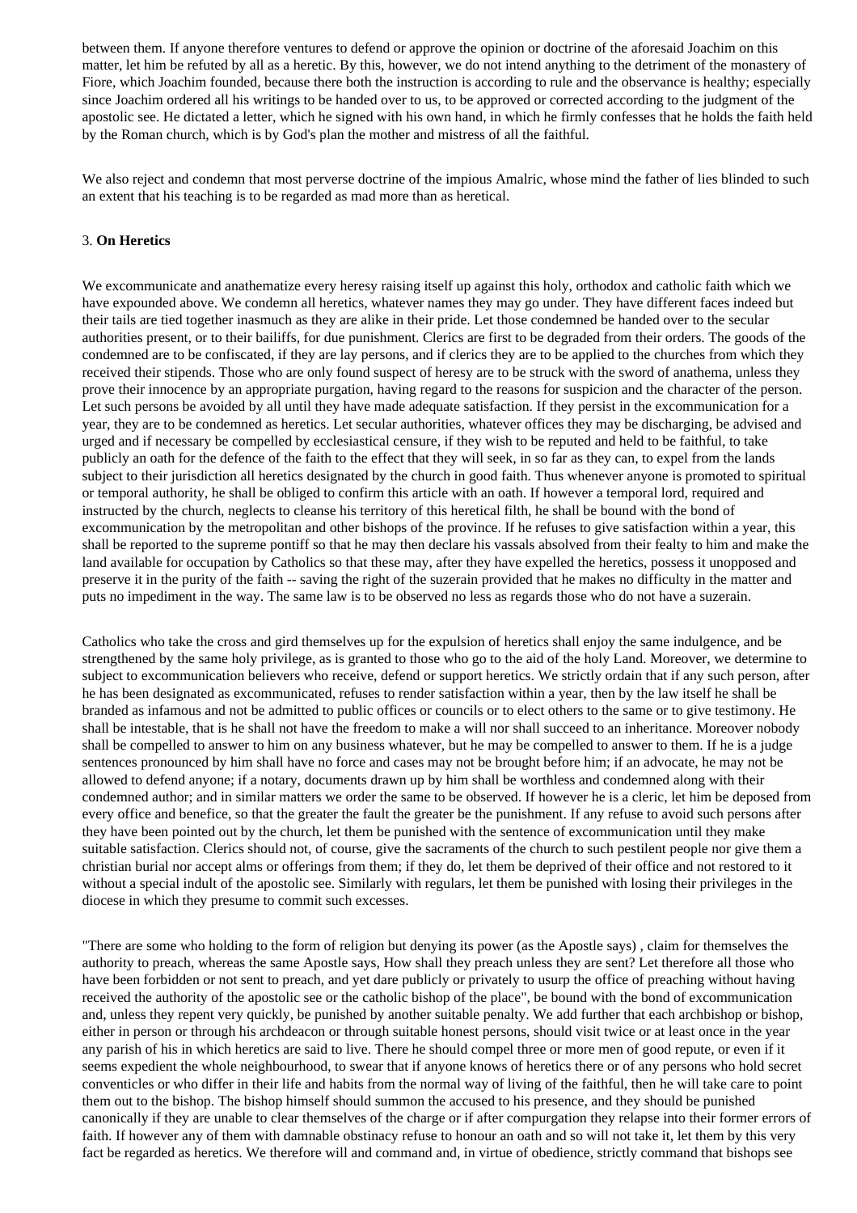between them. If anyone therefore ventures to defend or approve the opinion or doctrine of the aforesaid Joachim on this matter, let him be refuted by all as a heretic. By this, however, we do not intend anything to the detriment of the monastery of Fiore, which Joachim founded, because there both the instruction is according to rule and the observance is healthy; especially since Joachim ordered all his writings to be handed over to us, to be approved or corrected according to the judgment of the apostolic see. He dictated a letter, which he signed with his own hand, in which he firmly confesses that he holds the faith held by the Roman church, which is by God's plan the mother and mistress of all the faithful.

We also reject and condemn that most perverse doctrine of the impious Amalric, whose mind the father of lies blinded to such an extent that his teaching is to be regarded as mad more than as heretical.

### 3. **On Heretics**

We excommunicate and anathematize every heresy raising itself up against this holy, orthodox and catholic faith which we have expounded above. We condemn all heretics, whatever names they may go under. They have different faces indeed but their tails are tied together inasmuch as they are alike in their pride. Let those condemned be handed over to the secular authorities present, or to their bailiffs, for due punishment. Clerics are first to be degraded from their orders. The goods of the condemned are to be confiscated, if they are lay persons, and if clerics they are to be applied to the churches from which they received their stipends. Those who are only found suspect of heresy are to be struck with the sword of anathema, unless they prove their innocence by an appropriate purgation, having regard to the reasons for suspicion and the character of the person. Let such persons be avoided by all until they have made adequate satisfaction. If they persist in the excommunication for a year, they are to be condemned as heretics. Let secular authorities, whatever offices they may be discharging, be advised and urged and if necessary be compelled by ecclesiastical censure, if they wish to be reputed and held to be faithful, to take publicly an oath for the defence of the faith to the effect that they will seek, in so far as they can, to expel from the lands subject to their jurisdiction all heretics designated by the church in good faith. Thus whenever anyone is promoted to spiritual or temporal authority, he shall be obliged to confirm this article with an oath. If however a temporal lord, required and instructed by the church, neglects to cleanse his territory of this heretical filth, he shall be bound with the bond of excommunication by the metropolitan and other bishops of the province. If he refuses to give satisfaction within a year, this shall be reported to the supreme pontiff so that he may then declare his vassals absolved from their fealty to him and make the land available for occupation by Catholics so that these may, after they have expelled the heretics, possess it unopposed and preserve it in the purity of the faith -- saving the right of the suzerain provided that he makes no difficulty in the matter and puts no impediment in the way. The same law is to be observed no less as regards those who do not have a suzerain.

Catholics who take the cross and gird themselves up for the expulsion of heretics shall enjoy the same indulgence, and be strengthened by the same holy privilege, as is granted to those who go to the aid of the holy Land. Moreover, we determine to subject to excommunication believers who receive, defend or support heretics. We strictly ordain that if any such person, after he has been designated as excommunicated, refuses to render satisfaction within a year, then by the law itself he shall be branded as infamous and not be admitted to public offices or councils or to elect others to the same or to give testimony. He shall be intestable, that is he shall not have the freedom to make a will nor shall succeed to an inheritance. Moreover nobody shall be compelled to answer to him on any business whatever, but he may be compelled to answer to them. If he is a judge sentences pronounced by him shall have no force and cases may not be brought before him; if an advocate, he may not be allowed to defend anyone; if a notary, documents drawn up by him shall be worthless and condemned along with their condemned author; and in similar matters we order the same to be observed. If however he is a cleric, let him be deposed from every office and benefice, so that the greater the fault the greater be the punishment. If any refuse to avoid such persons after they have been pointed out by the church, let them be punished with the sentence of excommunication until they make suitable satisfaction. Clerics should not, of course, give the sacraments of the church to such pestilent people nor give them a christian burial nor accept alms or offerings from them; if they do, let them be deprived of their office and not restored to it without a special indult of the apostolic see. Similarly with regulars, let them be punished with losing their privileges in the diocese in which they presume to commit such excesses.

"There are some who holding to the form of religion but denying its power (as the Apostle says) , claim for themselves the authority to preach, whereas the same Apostle says, How shall they preach unless they are sent? Let therefore all those who have been forbidden or not sent to preach, and yet dare publicly or privately to usurp the office of preaching without having received the authority of the apostolic see or the catholic bishop of the place", be bound with the bond of excommunication and, unless they repent very quickly, be punished by another suitable penalty. We add further that each archbishop or bishop, either in person or through his archdeacon or through suitable honest persons, should visit twice or at least once in the year any parish of his in which heretics are said to live. There he should compel three or more men of good repute, or even if it seems expedient the whole neighbourhood, to swear that if anyone knows of heretics there or of any persons who hold secret conventicles or who differ in their life and habits from the normal way of living of the faithful, then he will take care to point them out to the bishop. The bishop himself should summon the accused to his presence, and they should be punished canonically if they are unable to clear themselves of the charge or if after compurgation they relapse into their former errors of faith. If however any of them with damnable obstinacy refuse to honour an oath and so will not take it, let them by this very fact be regarded as heretics. We therefore will and command and, in virtue of obedience, strictly command that bishops see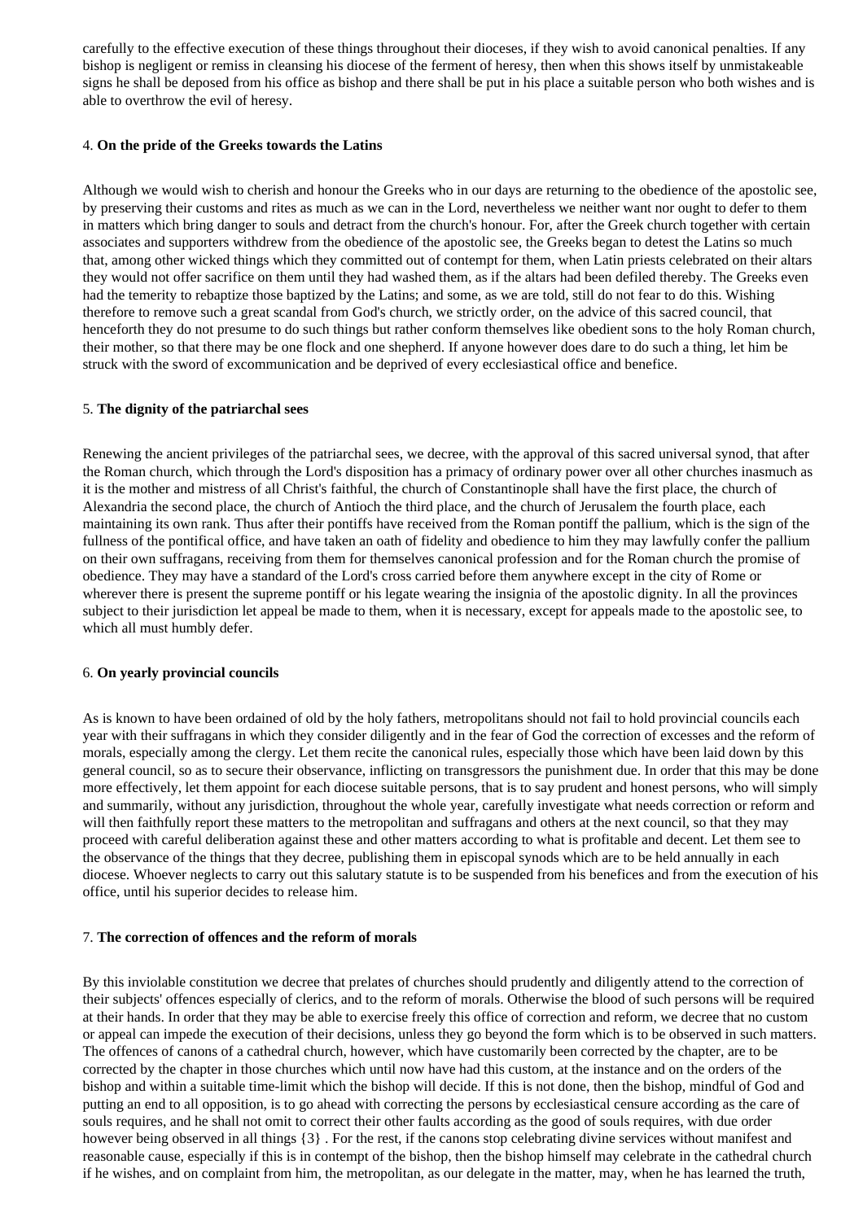carefully to the effective execution of these things throughout their dioceses, if they wish to avoid canonical penalties. If any bishop is negligent or remiss in cleansing his diocese of the ferment of heresy, then when this shows itself by unmistakeable signs he shall be deposed from his office as bishop and there shall be put in his place a suitable person who both wishes and is able to overthrow the evil of heresy.

### 4. **On the pride of the Greeks towards the Latins**

Although we would wish to cherish and honour the Greeks who in our days are returning to the obedience of the apostolic see, by preserving their customs and rites as much as we can in the Lord, nevertheless we neither want nor ought to defer to them in matters which bring danger to souls and detract from the church's honour. For, after the Greek church together with certain associates and supporters withdrew from the obedience of the apostolic see, the Greeks began to detest the Latins so much that, among other wicked things which they committed out of contempt for them, when Latin priests celebrated on their altars they would not offer sacrifice on them until they had washed them, as if the altars had been defiled thereby. The Greeks even had the temerity to rebaptize those baptized by the Latins; and some, as we are told, still do not fear to do this. Wishing therefore to remove such a great scandal from God's church, we strictly order, on the advice of this sacred council, that henceforth they do not presume to do such things but rather conform themselves like obedient sons to the holy Roman church, their mother, so that there may be one flock and one shepherd. If anyone however does dare to do such a thing, let him be struck with the sword of excommunication and be deprived of every ecclesiastical office and benefice.

### 5. **The dignity of the patriarchal sees**

Renewing the ancient privileges of the patriarchal sees, we decree, with the approval of this sacred universal synod, that after the Roman church, which through the Lord's disposition has a primacy of ordinary power over all other churches inasmuch as it is the mother and mistress of all Christ's faithful, the church of Constantinople shall have the first place, the church of Alexandria the second place, the church of Antioch the third place, and the church of Jerusalem the fourth place, each maintaining its own rank. Thus after their pontiffs have received from the Roman pontiff the pallium, which is the sign of the fullness of the pontifical office, and have taken an oath of fidelity and obedience to him they may lawfully confer the pallium on their own suffragans, receiving from them for themselves canonical profession and for the Roman church the promise of obedience. They may have a standard of the Lord's cross carried before them anywhere except in the city of Rome or wherever there is present the supreme pontiff or his legate wearing the insignia of the apostolic dignity. In all the provinces subject to their jurisdiction let appeal be made to them, when it is necessary, except for appeals made to the apostolic see, to which all must humbly defer.

### 6. **On yearly provincial councils**

As is known to have been ordained of old by the holy fathers, metropolitans should not fail to hold provincial councils each year with their suffragans in which they consider diligently and in the fear of God the correction of excesses and the reform of morals, especially among the clergy. Let them recite the canonical rules, especially those which have been laid down by this general council, so as to secure their observance, inflicting on transgressors the punishment due. In order that this may be done more effectively, let them appoint for each diocese suitable persons, that is to say prudent and honest persons, who will simply and summarily, without any jurisdiction, throughout the whole year, carefully investigate what needs correction or reform and will then faithfully report these matters to the metropolitan and suffragans and others at the next council, so that they may proceed with careful deliberation against these and other matters according to what is profitable and decent. Let them see to the observance of the things that they decree, publishing them in episcopal synods which are to be held annually in each diocese. Whoever neglects to carry out this salutary statute is to be suspended from his benefices and from the execution of his office, until his superior decides to release him.

### 7. **The correction of offences and the reform of morals**

By this inviolable constitution we decree that prelates of churches should prudently and diligently attend to the correction of their subjects' offences especially of clerics, and to the reform of morals. Otherwise the blood of such persons will be required at their hands. In order that they may be able to exercise freely this office of correction and reform, we decree that no custom or appeal can impede the execution of their decisions, unless they go beyond the form which is to be observed in such matters. The offences of canons of a cathedral church, however, which have customarily been corrected by the chapter, are to be corrected by the chapter in those churches which until now have had this custom, at the instance and on the orders of the bishop and within a suitable time-limit which the bishop will decide. If this is not done, then the bishop, mindful of God and putting an end to all opposition, is to go ahead with correcting the persons by ecclesiastical censure according as the care of souls requires, and he shall not omit to correct their other faults according as the good of souls requires, with due order however being observed in all things {3} . For the rest, if the canons stop celebrating divine services without manifest and reasonable cause, especially if this is in contempt of the bishop, then the bishop himself may celebrate in the cathedral church if he wishes, and on complaint from him, the metropolitan, as our delegate in the matter, may, when he has learned the truth,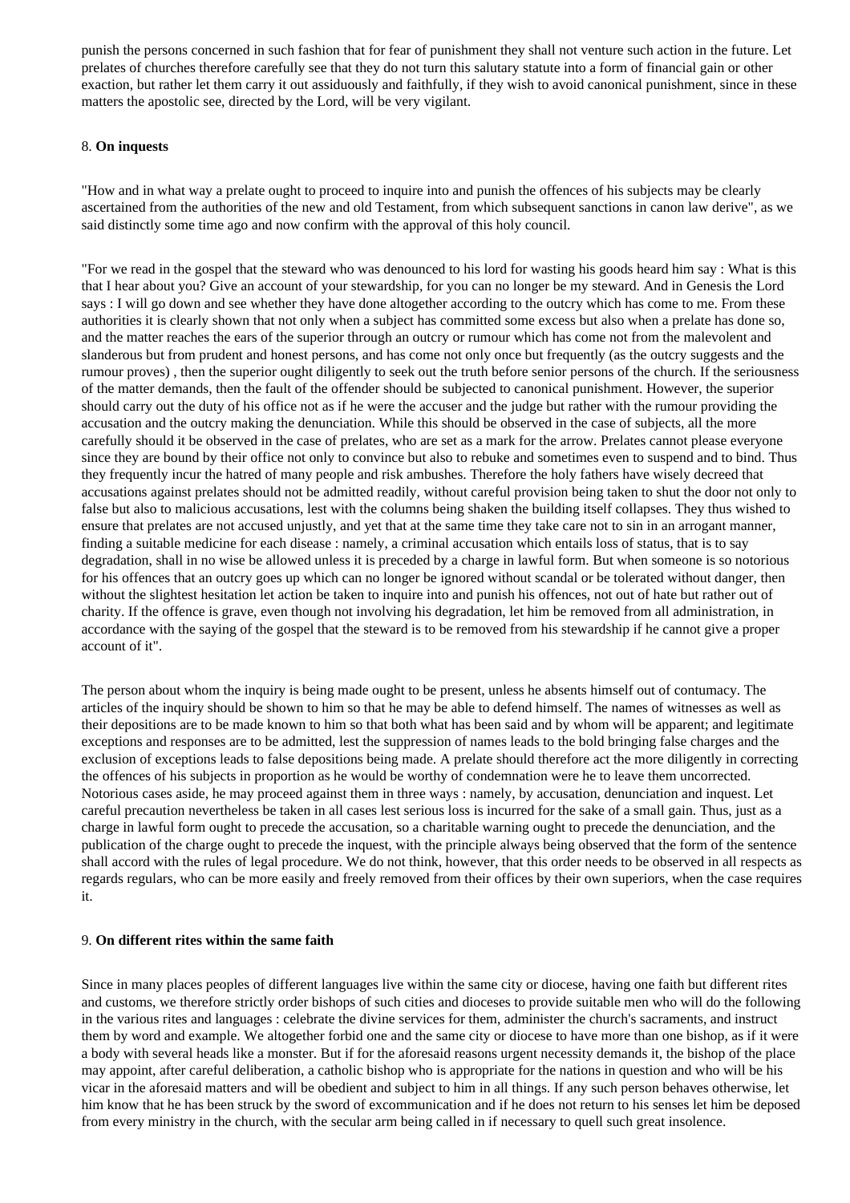punish the persons concerned in such fashion that for fear of punishment they shall not venture such action in the future. Let prelates of churches therefore carefully see that they do not turn this salutary statute into a form of financial gain or other exaction, but rather let them carry it out assiduously and faithfully, if they wish to avoid canonical punishment, since in these matters the apostolic see, directed by the Lord, will be very vigilant.

8. **On inquests**

"How and in what way a prelate ought to proceed to inquire into and punish the offences of his subjects may be clearly ascertained from the authorities of the new and old Testament, from which subsequent sanctions in canon law derive", as we said distinctly some time ago and now confirm with the approval of this holy council.

"For we read in the gospel that the steward who was denounced to his lord for wasting his goods heard him say : What is this that I hear about you? Give an account of your stewardship, for you can no longer be my steward. And in Genesis the Lord says : I will go down and see whether they have done altogether according to the outcry which has come to me. From these authorities it is clearly shown that not only when a subject has committed some excess but also when a prelate has done so, and the matter reaches the ears of the superior through an outcry or rumour which has come not from the malevolent and slanderous but from prudent and honest persons, and has come not only once but frequently (as the outcry suggests and the rumour proves) , then the superior ought diligently to seek out the truth before senior persons of the church. If the seriousness of the matter demands, then the fault of the offender should be subjected to canonical punishment. However, the superior should carry out the duty of his office not as if he were the accuser and the judge but rather with the rumour providing the accusation and the outcry making the denunciation. While this should be observed in the case of subjects, all the more carefully should it be observed in the case of prelates, who are set as a mark for the arrow. Prelates cannot please everyone since they are bound by their office not only to convince but also to rebuke and sometimes even to suspend and to bind. Thus they frequently incur the hatred of many people and risk ambushes. Therefore the holy fathers have wisely decreed that accusations against prelates should not be admitted readily, without careful provision being taken to shut the door not only to false but also to malicious accusations, lest with the columns being shaken the building itself collapses. They thus wished to ensure that prelates are not accused unjustly, and yet that at the same time they take care not to sin in an arrogant manner, finding a suitable medicine for each disease : namely, a criminal accusation which entails loss of status, that is to say degradation, shall in no wise be allowed unless it is preceded by a charge in lawful form. But when someone is so notorious for his offences that an outcry goes up which can no longer be ignored without scandal or be tolerated without danger, then without the slightest hesitation let action be taken to inquire into and punish his offences, not out of hate but rather out of charity. If the offence is grave, even though not involving his degradation, let him be removed from all administration, in accordance with the saying of the gospel that the steward is to be removed from his stewardship if he cannot give a proper account of it".

The person about whom the inquiry is being made ought to be present, unless he absents himself out of contumacy. The articles of the inquiry should be shown to him so that he may be able to defend himself. The names of witnesses as well as their depositions are to be made known to him so that both what has been said and by whom will be apparent; and legitimate exceptions and responses are to be admitted, lest the suppression of names leads to the bold bringing false charges and the exclusion of exceptions leads to false depositions being made. A prelate should therefore act the more diligently in correcting the offences of his subjects in proportion as he would be worthy of condemnation were he to leave them uncorrected. Notorious cases aside, he may proceed against them in three ways : namely, by accusation, denunciation and inquest. Let careful precaution nevertheless be taken in all cases lest serious loss is incurred for the sake of a small gain. Thus, just as a charge in lawful form ought to precede the accusation, so a charitable warning ought to precede the denunciation, and the publication of the charge ought to precede the inquest, with the principle always being observed that the form of the sentence shall accord with the rules of legal procedure. We do not think, however, that this order needs to be observed in all respects as regards regulars, who can be more easily and freely removed from their offices by their own superiors, when the case requires it.

9. **On different rites within the same faith**

Since in many places peoples of different languages live within the same city or diocese, having one faith but different rites and customs, we therefore strictly order bishops of such cities and dioceses to provide suitable men who will do the following in the various rites and languages : celebrate the divine services for them, administer the church's sacraments, and instruct them by word and example. We altogether forbid one and the same city or diocese to have more than one bishop, as if it were a body with several heads like a monster. But if for the aforesaid reasons urgent necessity demands it, the bishop of the place may appoint, after careful deliberation, a catholic bishop who is appropriate for the nations in question and who will be his vicar in the aforesaid matters and will be obedient and subject to him in all things. If any such person behaves otherwise, let him know that he has been struck by the sword of excommunication and if he does not return to his senses let him be deposed from every ministry in the church, with the secular arm being called in if necessary to quell such great insolence.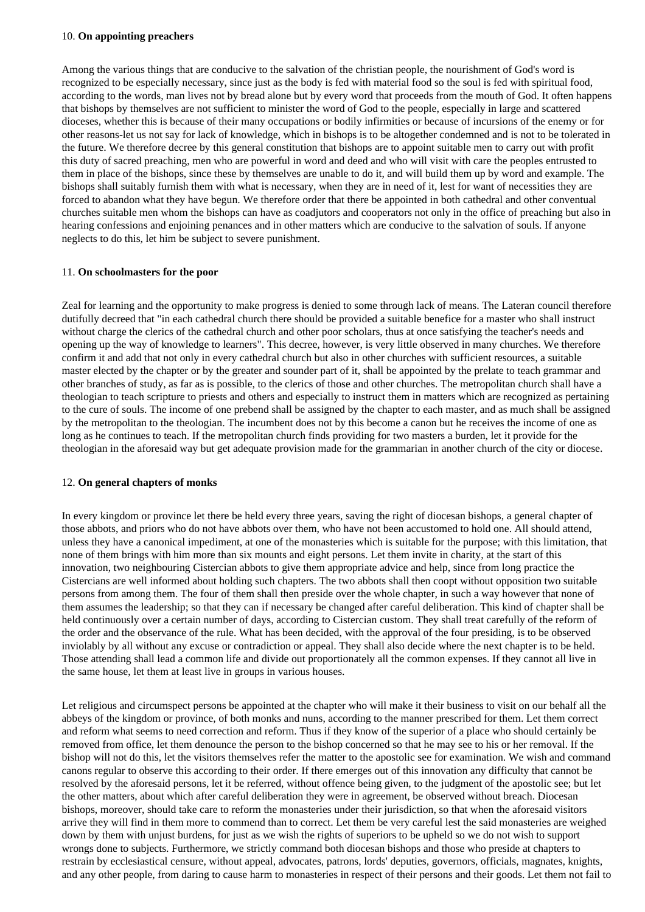10. **On appointing preachers**

Among the various things that are conducive to the salvation of the christian people, the nourishment of God's word is recognized to be especially necessary, since just as the body is fed with material food so the soul is fed with spiritual food, according to the words, man lives not by bread alone but by every word that proceeds from the mouth of God. It often happens that bishops by themselves are not sufficient to minister the word of God to the people, especially in large and scattered dioceses, whether this is because of their many occupations or bodily infirmities or because of incursions of the enemy or for other reasons-let us not say for lack of knowledge, which in bishops is to be altogether condemned and is not to be tolerated in the future. We therefore decree by this general constitution that bishops are to appoint suitable men to carry out with profit this duty of sacred preaching, men who are powerful in word and deed and who will visit with care the peoples entrusted to them in place of the bishops, since these by themselves are unable to do it, and will build them up by word and example. The bishops shall suitably furnish them with what is necessary, when they are in need of it, lest for want of necessities they are forced to abandon what they have begun. We therefore order that there be appointed in both cathedral and other conventual churches suitable men whom the bishops can have as coadjutors and cooperators not only in the office of preaching but also in hearing confessions and enjoining penances and in other matters which are conducive to the salvation of souls. If anyone neglects to do this, let him be subject to severe punishment.

11. **On schoolmasters for the poor**

Zeal for learning and the opportunity to make progress is denied to some through lack of means. The Lateran council therefore dutifully decreed that "in each cathedral church there should be provided a suitable benefice for a master who shall instruct without charge the clerics of the cathedral church and other poor scholars, thus at once satisfying the teacher's needs and opening up the way of knowledge to learners". This decree, however, is very little observed in many churches. We therefore confirm it and add that not only in every cathedral church but also in other churches with sufficient resources, a suitable master elected by the chapter or by the greater and sounder part of it, shall be appointed by the prelate to teach grammar and other branches of study, as far as is possible, to the clerics of those and other churches. The metropolitan church shall have a theologian to teach scripture to priests and others and especially to instruct them in matters which are recognized as pertaining to the cure of souls. The income of one prebend shall be assigned by the chapter to each master, and as much shall be assigned by the metropolitan to the theologian. The incumbent does not by this become a canon but he receives the income of one as long as he continues to teach. If the metropolitan church finds providing for two masters a burden, let it provide for the theologian in the aforesaid way but get adequate provision made for the grammarian in another church of the city or diocese.

12. **On general chapters of monks**

In every kingdom or province let there be held every three years, saving the right of diocesan bishops, a general chapter of those abbots, and priors who do not have abbots over them, who have not been accustomed to hold one. All should attend, unless they have a canonical impediment, at one of the monasteries which is suitable for the purpose; with this limitation, that none of them brings with him more than six mounts and eight persons. Let them invite in charity, at the start of this innovation, two neighbouring Cistercian abbots to give them appropriate advice and help, since from long practice the Cistercians are well informed about holding such chapters. The two abbots shall then coopt without opposition two suitable persons from among them. The four of them shall then preside over the whole chapter, in such a way however that none of them assumes the leadership; so that they can if necessary be changed after careful deliberation. This kind of chapter shall be held continuously over a certain number of days, according to Cistercian custom. They shall treat carefully of the reform of the order and the observance of the rule. What has been decided, with the approval of the four presiding, is to be observed inviolably by all without any excuse or contradiction or appeal. They shall also decide where the next chapter is to be held. Those attending shall lead a common life and divide out proportionately all the common expenses. If they cannot all live in the same house, let them at least live in groups in various houses.

Let religious and circumspect persons be appointed at the chapter who will make it their business to visit on our behalf all the abbeys of the kingdom or province, of both monks and nuns, according to the manner prescribed for them. Let them correct and reform what seems to need correction and reform. Thus if they know of the superior of a place who should certainly be removed from office, let them denounce the person to the bishop concerned so that he may see to his or her removal. If the bishop will not do this, let the visitors themselves refer the matter to the apostolic see for examination. We wish and command canons regular to observe this according to their order. If there emerges out of this innovation any difficulty that cannot be resolved by the aforesaid persons, let it be referred, without offence being given, to the judgment of the apostolic see; but let the other matters, about which after careful deliberation they were in agreement, be observed without breach. Diocesan bishops, moreover, should take care to reform the monasteries under their jurisdiction, so that when the aforesaid visitors arrive they will find in them more to commend than to correct. Let them be very careful lest the said monasteries are weighed down by them with unjust burdens, for just as we wish the rights of superiors to be upheld so we do not wish to support wrongs done to subjects. Furthermore, we strictly command both diocesan bishops and those who preside at chapters to restrain by ecclesiastical censure, without appeal, advocates, patrons, lords' deputies, governors, officials, magnates, knights, and any other people, from daring to cause harm to monasteries in respect of their persons and their goods. Let them not fail to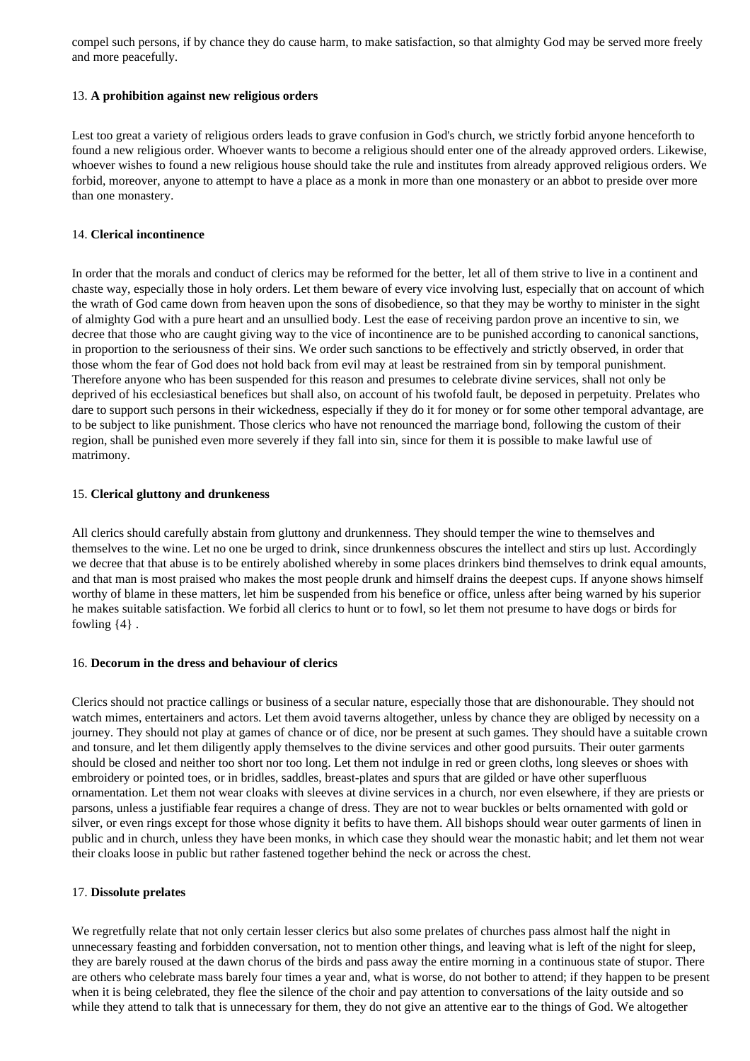compel such persons, if by chance they do cause harm, to make satisfaction, so that almighty God may be served more freely and more peacefully.

13. **A prohibition against new religious orders**

Lest too great a variety of religious orders leads to grave confusion in God's church, we strictly forbid anyone henceforth to found a new religious order. Whoever wants to become a religious should enter one of the already approved orders. Likewise, whoever wishes to found a new religious house should take the rule and institutes from already approved religious orders. We forbid, moreover, anyone to attempt to have a place as a monk in more than one monastery or an abbot to preside over more than one monastery.

14. **Clerical incontinence**

In order that the morals and conduct of clerics may be reformed for the better, let all of them strive to live in a continent and chaste way, especially those in holy orders. Let them beware of every vice involving lust, especially that on account of which the wrath of God came down from heaven upon the sons of disobedience, so that they may be worthy to minister in the sight of almighty God with a pure heart and an unsullied body. Lest the ease of receiving pardon prove an incentive to sin, we decree that those who are caught giving way to the vice of incontinence are to be punished according to canonical sanctions, in proportion to the seriousness of their sins. We order such sanctions to be effectively and strictly observed, in order that those whom the fear of God does not hold back from evil may at least be restrained from sin by temporal punishment. Therefore anyone who has been suspended for this reason and presumes to celebrate divine services, shall not only be deprived of his ecclesiastical benefices but shall also, on account of his twofold fault, be deposed in perpetuity. Prelates who dare to support such persons in their wickedness, especially if they do it for money or for some other temporal advantage, are to be subject to like punishment. Those clerics who have not renounced the marriage bond, following the custom of their region, shall be punished even more severely if they fall into sin, since for them it is possible to make lawful use of matrimony.

15. **Clerical gluttony and drunkeness**

All clerics should carefully abstain from gluttony and drunkenness. They should temper the wine to themselves and themselves to the wine. Let no one be urged to drink, since drunkenness obscures the intellect and stirs up lust. Accordingly we decree that that abuse is to be entirely abolished whereby in some places drinkers bind themselves to drink equal amounts, and that man is most praised who makes the most people drunk and himself drains the deepest cups. If anyone shows himself worthy of blame in these matters, let him be suspended from his benefice or office, unless after being warned by his superior he makes suitable satisfaction. We forbid all clerics to hunt or to fowl, so let them not presume to have dogs or birds for fowling {4} .

16. **Decorum in the dress and behaviour of clerics**

Clerics should not practice callings or business of a secular nature, especially those that are dishonourable. They should not watch mimes, entertainers and actors. Let them avoid taverns altogether, unless by chance they are obliged by necessity on a journey. They should not play at games of chance or of dice, nor be present at such games. They should have a suitable crown and tonsure, and let them diligently apply themselves to the divine services and other good pursuits. Their outer garments should be closed and neither too short nor too long. Let them not indulge in red or green cloths, long sleeves or shoes with embroidery or pointed toes, or in bridles, saddles, breast-plates and spurs that are gilded or have other superfluous ornamentation. Let them not wear cloaks with sleeves at divine services in a church, nor even elsewhere, if they are priests or parsons, unless a justifiable fear requires a change of dress. They are not to wear buckles or belts ornamented with gold or silver, or even rings except for those whose dignity it befits to have them. All bishops should wear outer garments of linen in public and in church, unless they have been monks, in which case they should wear the monastic habit; and let them not wear their cloaks loose in public but rather fastened together behind the neck or across the chest.

17. **Dissolute prelates**

We regretfully relate that not only certain lesser clerics but also some prelates of churches pass almost half the night in unnecessary feasting and forbidden conversation, not to mention other things, and leaving what is left of the night for sleep, they are barely roused at the dawn chorus of the birds and pass away the entire morning in a continuous state of stupor. There are others who celebrate mass barely four times a year and, what is worse, do not bother to attend; if they happen to be present when it is being celebrated, they flee the silence of the choir and pay attention to conversations of the laity outside and so while they attend to talk that is unnecessary for them, they do not give an attentive ear to the things of God. We altogether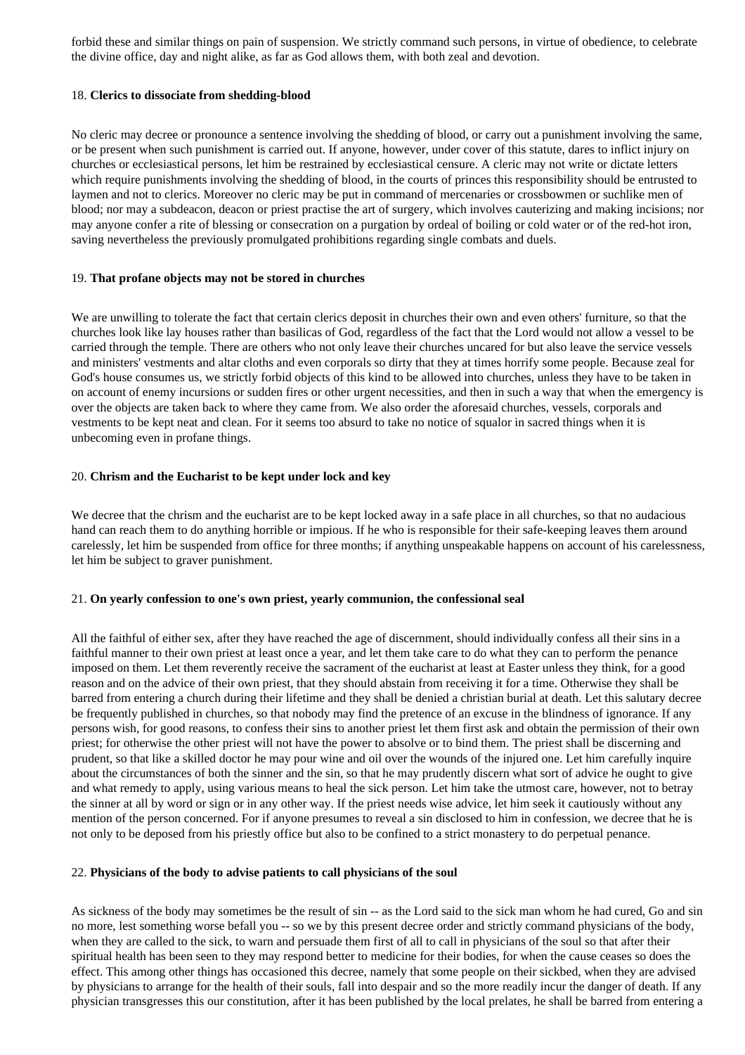forbid these and similar things on pain of suspension. We strictly command such persons, in virtue of obedience, to celebrate the divine office, day and night alike, as far as God allows them, with both zeal and devotion.

18. **Clerics to dissociate from shedding-blood**

No cleric may decree or pronounce a sentence involving the shedding of blood, or carry out a punishment involving the same, or be present when such punishment is carried out. If anyone, however, under cover of this statute, dares to inflict injury on churches or ecclesiastical persons, let him be restrained by ecclesiastical censure. A cleric may not write or dictate letters which require punishments involving the shedding of blood, in the courts of princes this responsibility should be entrusted to laymen and not to clerics. Moreover no cleric may be put in command of mercenaries or crossbowmen or suchlike men of blood; nor may a subdeacon, deacon or priest practise the art of surgery, which involves cauterizing and making incisions; nor may anyone confer a rite of blessing or consecration on a purgation by ordeal of boiling or cold water or of the red-hot iron, saving nevertheless the previously promulgated prohibitions regarding single combats and duels.

19. **That profane objects may not be stored in churches**

We are unwilling to tolerate the fact that certain clerics deposit in churches their own and even others' furniture, so that the churches look like lay houses rather than basilicas of God, regardless of the fact that the Lord would not allow a vessel to be carried through the temple. There are others who not only leave their churches uncared for but also leave the service vessels and ministers' vestments and altar cloths and even corporals so dirty that they at times horrify some people. Because zeal for God's house consumes us, we strictly forbid objects of this kind to be allowed into churches, unless they have to be taken in on account of enemy incursions or sudden fires or other urgent necessities, and then in such a way that when the emergency is over the objects are taken back to where they came from. We also order the aforesaid churches, vessels, corporals and vestments to be kept neat and clean. For it seems too absurd to take no notice of squalor in sacred things when it is unbecoming even in profane things.

20. **Chrism and the Eucharist to be kept under lock and key**

We decree that the chrism and the eucharist are to be kept locked away in a safe place in all churches, so that no audacious hand can reach them to do anything horrible or impious. If he who is responsible for their safe-keeping leaves them around carelessly, let him be suspended from office for three months; if anything unspeakable happens on account of his carelessness, let him be subject to graver punishment.

21. **On yearly confession to one's own priest, yearly communion, the confessional seal**

All the faithful of either sex, after they have reached the age of discernment, should individually confess all their sins in a faithful manner to their own priest at least once a year, and let them take care to do what they can to perform the penance imposed on them. Let them reverently receive the sacrament of the eucharist at least at Easter unless they think, for a good reason and on the advice of their own priest, that they should abstain from receiving it for a time. Otherwise they shall be barred from entering a church during their lifetime and they shall be denied a christian burial at death. Let this salutary decree be frequently published in churches, so that nobody may find the pretence of an excuse in the blindness of ignorance. If any persons wish, for good reasons, to confess their sins to another priest let them first ask and obtain the permission of their own priest; for otherwise the other priest will not have the power to absolve or to bind them. The priest shall be discerning and prudent, so that like a skilled doctor he may pour wine and oil over the wounds of the injured one. Let him carefully inquire about the circumstances of both the sinner and the sin, so that he may prudently discern what sort of advice he ought to give and what remedy to apply, using various means to heal the sick person. Let him take the utmost care, however, not to betray the sinner at all by word or sign or in any other way. If the priest needs wise advice, let him seek it cautiously without any mention of the person concerned. For if anyone presumes to reveal a sin disclosed to him in confession, we decree that he is not only to be deposed from his priestly office but also to be confined to a strict monastery to do perpetual penance.

22. **Physicians of the body to advise patients to call physicians of the soul**

As sickness of the body may sometimes be the result of sin -- as the Lord said to the sick man whom he had cured, Go and sin no more, lest something worse befall you -- so we by this present decree order and strictly command physicians of the body, when they are called to the sick, to warn and persuade them first of all to call in physicians of the soul so that after their spiritual health has been seen to they may respond better to medicine for their bodies, for when the cause ceases so does the effect. This among other things has occasioned this decree, namely that some people on their sickbed, when they are advised by physicians to arrange for the health of their souls, fall into despair and so the more readily incur the danger of death. If any physician transgresses this our constitution, after it has been published by the local prelates, he shall be barred from entering a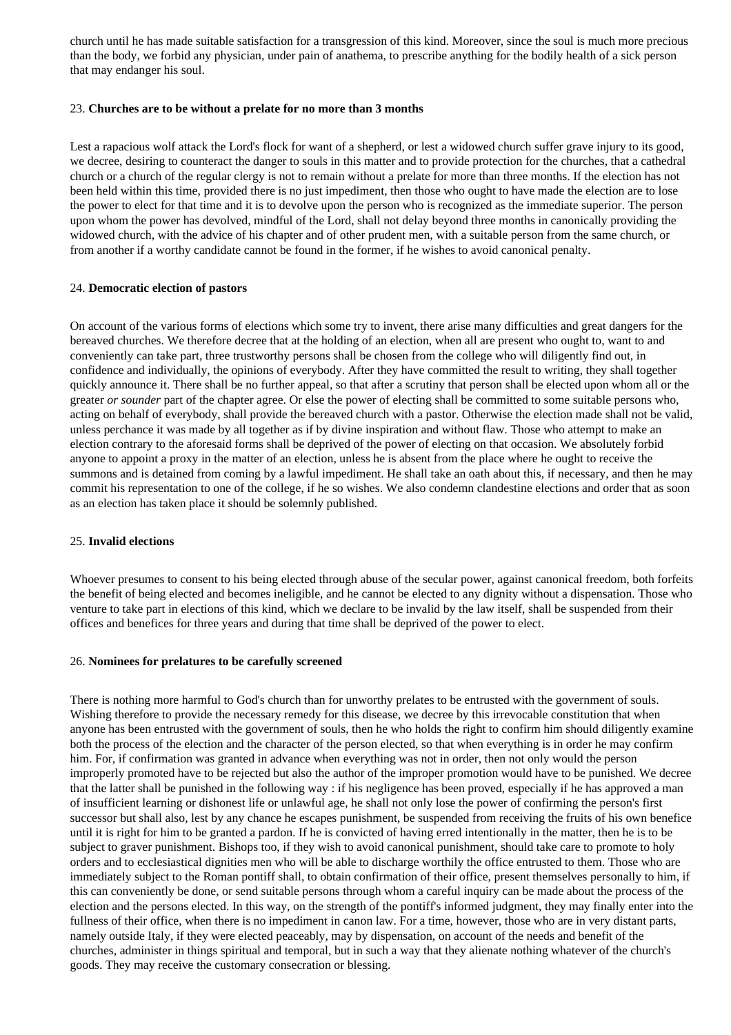church until he has made suitable satisfaction for a transgression of this kind. Moreover, since the soul is much more precious than the body, we forbid any physician, under pain of anathema, to prescribe anything for the bodily health of a sick person that may endanger his soul.

23. **Churches are to be without a prelate for no more than 3 months**

Lest a rapacious wolf attack the Lord's flock for want of a shepherd, or lest a widowed church suffer grave injury to its good, we decree, desiring to counteract the danger to souls in this matter and to provide protection for the churches, that a cathedral church or a church of the regular clergy is not to remain without a prelate for more than three months. If the election has not been held within this time, provided there is no just impediment, then those who ought to have made the election are to lose the power to elect for that time and it is to devolve upon the person who is recognized as the immediate superior. The person upon whom the power has devolved, mindful of the Lord, shall not delay beyond three months in canonically providing the widowed church, with the advice of his chapter and of other prudent men, with a suitable person from the same church, or from another if a worthy candidate cannot be found in the former, if he wishes to avoid canonical penalty.

24. **Democratic election of pastors**

On account of the various forms of elections which some try to invent, there arise many difficulties and great dangers for the bereaved churches. We therefore decree that at the holding of an election, when all are present who ought to, want to and conveniently can take part, three trustworthy persons shall be chosen from the college who will diligently find out, in confidence and individually, the opinions of everybody. After they have committed the result to writing, they shall together quickly announce it. There shall be no further appeal, so that after a scrutiny that person shall be elected upon whom all or the greater *or sounder* part of the chapter agree. Or else the power of electing shall be committed to some suitable persons who, acting on behalf of everybody, shall provide the bereaved church with a pastor. Otherwise the election made shall not be valid, unless perchance it was made by all together as if by divine inspiration and without flaw. Those who attempt to make an election contrary to the aforesaid forms shall be deprived of the power of electing on that occasion. We absolutely forbid anyone to appoint a proxy in the matter of an election, unless he is absent from the place where he ought to receive the summons and is detained from coming by a lawful impediment. He shall take an oath about this, if necessary, and then he may commit his representation to one of the college, if he so wishes. We also condemn clandestine elections and order that as soon as an election has taken place it should be solemnly published.

25. **Invalid elections**

Whoever presumes to consent to his being elected through abuse of the secular power, against canonical freedom, both forfeits the benefit of being elected and becomes ineligible, and he cannot be elected to any dignity without a dispensation. Those who venture to take part in elections of this kind, which we declare to be invalid by the law itself, shall be suspended from their offices and benefices for three years and during that time shall be deprived of the power to elect.

26. **Nominees for prelatures to be carefully screened**

There is nothing more harmful to God's church than for unworthy prelates to be entrusted with the government of souls. Wishing therefore to provide the necessary remedy for this disease, we decree by this irrevocable constitution that when anyone has been entrusted with the government of souls, then he who holds the right to confirm him should diligently examine both the process of the election and the character of the person elected, so that when everything is in order he may confirm him. For, if confirmation was granted in advance when everything was not in order, then not only would the person improperly promoted have to be rejected but also the author of the improper promotion would have to be punished. We decree that the latter shall be punished in the following way : if his negligence has been proved, especially if he has approved a man of insufficient learning or dishonest life or unlawful age, he shall not only lose the power of confirming the person's first successor but shall also, lest by any chance he escapes punishment, be suspended from receiving the fruits of his own benefice until it is right for him to be granted a pardon. If he is convicted of having erred intentionally in the matter, then he is to be subject to graver punishment. Bishops too, if they wish to avoid canonical punishment, should take care to promote to holy orders and to ecclesiastical dignities men who will be able to discharge worthily the office entrusted to them. Those who are immediately subject to the Roman pontiff shall, to obtain confirmation of their office, present themselves personally to him, if this can conveniently be done, or send suitable persons through whom a careful inquiry can be made about the process of the election and the persons elected. In this way, on the strength of the pontiff's informed judgment, they may finally enter into the fullness of their office, when there is no impediment in canon law. For a time, however, those who are in very distant parts, namely outside Italy, if they were elected peaceably, may by dispensation, on account of the needs and benefit of the churches, administer in things spiritual and temporal, but in such a way that they alienate nothing whatever of the church's goods. They may receive the customary consecration or blessing.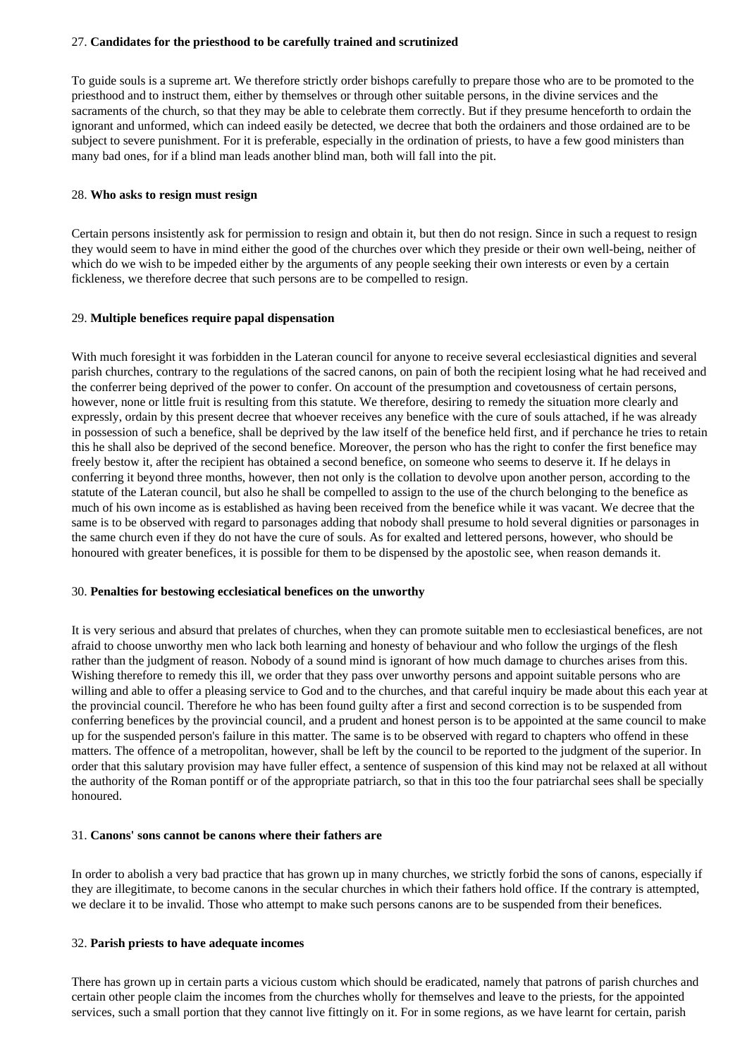27. **Candidates for the priesthood to be carefully trained and scrutinized**

To guide souls is a supreme art. We therefore strictly order bishops carefully to prepare those who are to be promoted to the priesthood and to instruct them, either by themselves or through other suitable persons, in the divine services and the sacraments of the church, so that they may be able to celebrate them correctly. But if they presume henceforth to ordain the ignorant and unformed, which can indeed easily be detected, we decree that both the ordainers and those ordained are to be subject to severe punishment. For it is preferable, especially in the ordination of priests, to have a few good ministers than many bad ones, for if a blind man leads another blind man, both will fall into the pit.

28. **Who asks to resign must resign**

Certain persons insistently ask for permission to resign and obtain it, but then do not resign. Since in such a request to resign they would seem to have in mind either the good of the churches over which they preside or their own well-being, neither of which do we wish to be impeded either by the arguments of any people seeking their own interests or even by a certain fickleness, we therefore decree that such persons are to be compelled to resign.

29. **Multiple benefices require papal dispensation**

With much foresight it was forbidden in the Lateran council for anyone to receive several ecclesiastical dignities and several parish churches, contrary to the regulations of the sacred canons, on pain of both the recipient losing what he had received and the conferrer being deprived of the power to confer. On account of the presumption and covetousness of certain persons, however, none or little fruit is resulting from this statute. We therefore, desiring to remedy the situation more clearly and expressly, ordain by this present decree that whoever receives any benefice with the cure of souls attached, if he was already in possession of such a benefice, shall be deprived by the law itself of the benefice held first, and if perchance he tries to retain this he shall also be deprived of the second benefice. Moreover, the person who has the right to confer the first benefice may freely bestow it, after the recipient has obtained a second benefice, on someone who seems to deserve it. If he delays in conferring it beyond three months, however, then not only is the collation to devolve upon another person, according to the statute of the Lateran council, but also he shall be compelled to assign to the use of the church belonging to the benefice as much of his own income as is established as having been received from the benefice while it was vacant. We decree that the same is to be observed with regard to parsonages adding that nobody shall presume to hold several dignities or parsonages in the same church even if they do not have the cure of souls. As for exalted and lettered persons, however, who should be honoured with greater benefices, it is possible for them to be dispensed by the apostolic see, when reason demands it.

30. **Penalties for bestowing ecclesiatical benefices on the unworthy**

It is very serious and absurd that prelates of churches, when they can promote suitable men to ecclesiastical benefices, are not afraid to choose unworthy men who lack both learning and honesty of behaviour and who follow the urgings of the flesh rather than the judgment of reason. Nobody of a sound mind is ignorant of how much damage to churches arises from this. Wishing therefore to remedy this ill, we order that they pass over unworthy persons and appoint suitable persons who are willing and able to offer a pleasing service to God and to the churches, and that careful inquiry be made about this each year at the provincial council. Therefore he who has been found guilty after a first and second correction is to be suspended from conferring benefices by the provincial council, and a prudent and honest person is to be appointed at the same council to make up for the suspended person's failure in this matter. The same is to be observed with regard to chapters who offend in these matters. The offence of a metropolitan, however, shall be left by the council to be reported to the judgment of the superior. In order that this salutary provision may have fuller effect, a sentence of suspension of this kind may not be relaxed at all without the authority of the Roman pontiff or of the appropriate patriarch, so that in this too the four patriarchal sees shall be specially honoured.

31. **Canons' sons cannot be canons where their fathers are**

In order to abolish a very bad practice that has grown up in many churches, we strictly forbid the sons of canons, especially if they are illegitimate, to become canons in the secular churches in which their fathers hold office. If the contrary is attempted, we declare it to be invalid. Those who attempt to make such persons canons are to be suspended from their benefices.

32. **Parish priests to have adequate incomes**

There has grown up in certain parts a vicious custom which should be eradicated, namely that patrons of parish churches and certain other people claim the incomes from the churches wholly for themselves and leave to the priests, for the appointed services, such a small portion that they cannot live fittingly on it. For in some regions, as we have learnt for certain, parish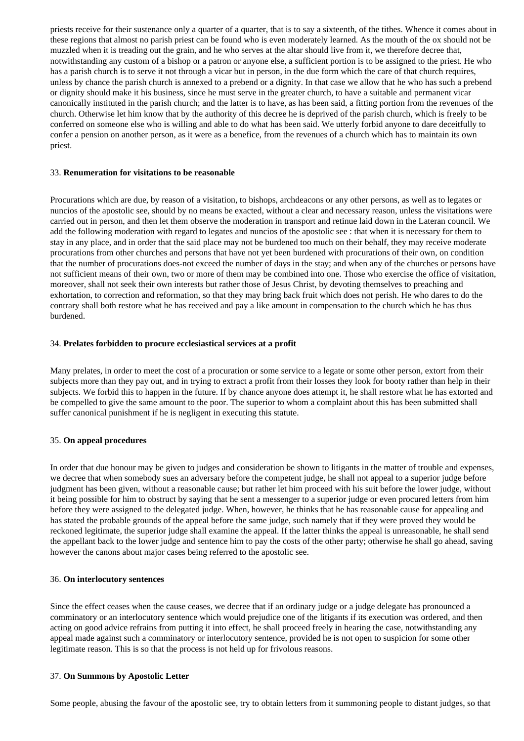priests receive for their sustenance only a quarter of a quarter, that is to say a sixteenth, of the tithes. Whence it comes about in these regions that almost no parish priest can be found who is even moderately learned. As the mouth of the ox should not be muzzled when it is treading out the grain, and he who serves at the altar should live from it, we therefore decree that, notwithstanding any custom of a bishop or a patron or anyone else, a sufficient portion is to be assigned to the priest. He who has a parish church is to serve it not through a vicar but in person, in the due form which the care of that church requires, unless by chance the parish church is annexed to a prebend or a dignity. In that case we allow that he who has such a prebend or dignity should make it his business, since he must serve in the greater church, to have a suitable and permanent vicar canonically instituted in the parish church; and the latter is to have, as has been said, a fitting portion from the revenues of the church. Otherwise let him know that by the authority of this decree he is deprived of the parish church, which is freely to be conferred on someone else who is willing and able to do what has been said. We utterly forbid anyone to dare deceitfully to confer a pension on another person, as it were as a benefice, from the revenues of a church which has to maintain its own priest.

### 33. **Renumeration for visitations to be reasonable**

Procurations which are due, by reason of a visitation, to bishops, archdeacons or any other persons, as well as to legates or nuncios of the apostolic see, should by no means be exacted, without a clear and necessary reason, unless the visitations were carried out in person, and then let them observe the moderation in transport and retinue laid down in the Lateran council. We add the following moderation with regard to legates and nuncios of the apostolic see : that when it is necessary for them to stay in any place, and in order that the said place may not be burdened too much on their behalf, they may receive moderate procurations from other churches and persons that have not yet been burdened with procurations of their own, on condition that the number of procurations does-not exceed the number of days in the stay; and when any of the churches or persons have not sufficient means of their own, two or more of them may be combined into one. Those who exercise the office of visitation, moreover, shall not seek their own interests but rather those of Jesus Christ, by devoting themselves to preaching and exhortation, to correction and reformation, so that they may bring back fruit which does not perish. He who dares to do the contrary shall both restore what he has received and pay a like amount in compensation to the church which he has thus burdened.

### 34. **Prelates forbidden to procure ecclesiastical services at a profit**

Many prelates, in order to meet the cost of a procuration or some service to a legate or some other person, extort from their subjects more than they pay out, and in trying to extract a profit from their losses they look for booty rather than help in their subjects. We forbid this to happen in the future. If by chance anyone does attempt it, he shall restore what he has extorted and be compelled to give the same amount to the poor. The superior to whom a complaint about this has been submitted shall suffer canonical punishment if he is negligent in executing this statute.

### 35. **On appeal procedures**

In order that due honour may be given to judges and consideration be shown to litigants in the matter of trouble and expenses, we decree that when somebody sues an adversary before the competent judge, he shall not appeal to a superior judge before judgment has been given, without a reasonable cause; but rather let him proceed with his suit before the lower judge, without it being possible for him to obstruct by saying that he sent a messenger to a superior judge or even procured letters from him before they were assigned to the delegated judge. When, however, he thinks that he has reasonable cause for appealing and has stated the probable grounds of the appeal before the same judge, such namely that if they were proved they would be reckoned legitimate, the superior judge shall examine the appeal. If the latter thinks the appeal is unreasonable, he shall send the appellant back to the lower judge and sentence him to pay the costs of the other party; otherwise he shall go ahead, saving however the canons about major cases being referred to the apostolic see.

### 36. **On interlocutory sentences**

Since the effect ceases when the cause ceases, we decree that if an ordinary judge or a judge delegate has pronounced a comminatory or an interlocutory sentence which would prejudice one of the litigants if its execution was ordered, and then acting on good advice refrains from putting it into effect, he shall proceed freely in hearing the case, notwithstanding any appeal made against such a comminatory or interlocutory sentence, provided he is not open to suspicion for some other legitimate reason. This is so that the process is not held up for frivolous reasons.

### 37. **On Summons by Apostolic Letter**

Some people, abusing the favour of the apostolic see, try to obtain letters from it summoning people to distant judges, so that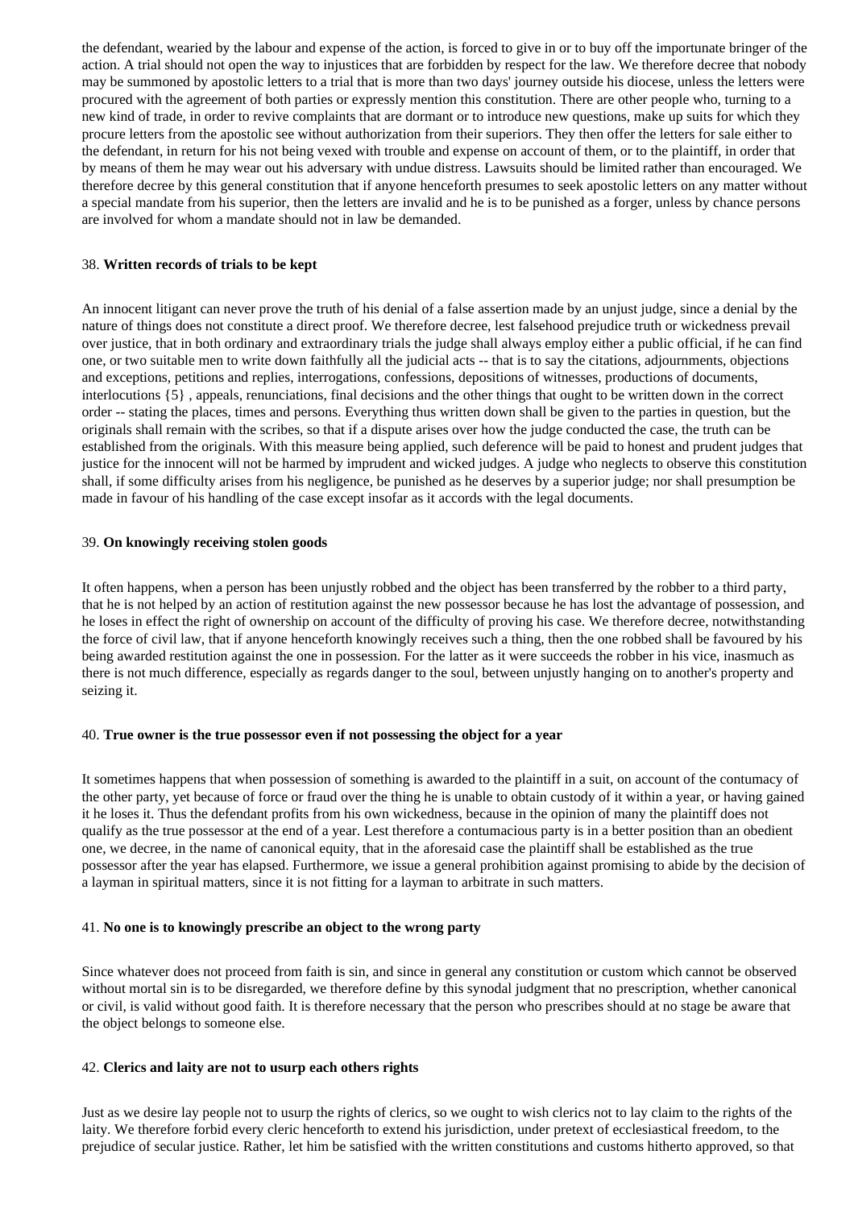the defendant, wearied by the labour and expense of the action, is forced to give in or to buy off the importunate bringer of the action. A trial should not open the way to injustices that are forbidden by respect for the law. We therefore decree that nobody may be summoned by apostolic letters to a trial that is more than two days' journey outside his diocese, unless the letters were procured with the agreement of both parties or expressly mention this constitution. There are other people who, turning to a new kind of trade, in order to revive complaints that are dormant or to introduce new questions, make up suits for which they procure letters from the apostolic see without authorization from their superiors. They then offer the letters for sale either to the defendant, in return for his not being vexed with trouble and expense on account of them, or to the plaintiff, in order that by means of them he may wear out his adversary with undue distress. Lawsuits should be limited rather than encouraged. We therefore decree by this general constitution that if anyone henceforth presumes to seek apostolic letters on any matter without a special mandate from his superior, then the letters are invalid and he is to be punished as a forger, unless by chance persons are involved for whom a mandate should not in law be demanded.

38. **Written records of trials to be kept**

An innocent litigant can never prove the truth of his denial of a false assertion made by an unjust judge, since a denial by the nature of things does not constitute a direct proof. We therefore decree, lest falsehood prejudice truth or wickedness prevail over justice, that in both ordinary and extraordinary trials the judge shall always employ either a public official, if he can find one, or two suitable men to write down faithfully all the judicial acts -- that is to say the citations, adjournments, objections and exceptions, petitions and replies, interrogations, confessions, depositions of witnesses, productions of documents, interlocutions {5} , appeals, renunciations, final decisions and the other things that ought to be written down in the correct order -- stating the places, times and persons. Everything thus written down shall be given to the parties in question, but the originals shall remain with the scribes, so that if a dispute arises over how the judge conducted the case, the truth can be established from the originals. With this measure being applied, such deference will be paid to honest and prudent judges that justice for the innocent will not be harmed by imprudent and wicked judges. A judge who neglects to observe this constitution shall, if some difficulty arises from his negligence, be punished as he deserves by a superior judge; nor shall presumption be made in favour of his handling of the case except insofar as it accords with the legal documents.

39. **On knowingly receiving stolen goods**

It often happens, when a person has been unjustly robbed and the object has been transferred by the robber to a third party, that he is not helped by an action of restitution against the new possessor because he has lost the advantage of possession, and he loses in effect the right of ownership on account of the difficulty of proving his case. We therefore decree, notwithstanding the force of civil law, that if anyone henceforth knowingly receives such a thing, then the one robbed shall be favoured by his being awarded restitution against the one in possession. For the latter as it were succeeds the robber in his vice, inasmuch as there is not much difference, especially as regards danger to the soul, between unjustly hanging on to another's property and seizing it.

40. **True owner is the true possessor even if not possessing the object for a year**

It sometimes happens that when possession of something is awarded to the plaintiff in a suit, on account of the contumacy of the other party, yet because of force or fraud over the thing he is unable to obtain custody of it within a year, or having gained it he loses it. Thus the defendant profits from his own wickedness, because in the opinion of many the plaintiff does not qualify as the true possessor at the end of a year. Lest therefore a contumacious party is in a better position than an obedient one, we decree, in the name of canonical equity, that in the aforesaid case the plaintiff shall be established as the true possessor after the year has elapsed. Furthermore, we issue a general prohibition against promising to abide by the decision of a layman in spiritual matters, since it is not fitting for a layman to arbitrate in such matters.

41. **No one is to knowingly prescribe an object to the wrong party**

Since whatever does not proceed from faith is sin, and since in general any constitution or custom which cannot be observed without mortal sin is to be disregarded, we therefore define by this synodal judgment that no prescription, whether canonical or civil, is valid without good faith. It is therefore necessary that the person who prescribes should at no stage be aware that the object belongs to someone else.

42. **Clerics and laity are not to usurp each others rights**

Just as we desire lay people not to usurp the rights of clerics, so we ought to wish clerics not to lay claim to the rights of the laity. We therefore forbid every cleric henceforth to extend his jurisdiction, under pretext of ecclesiastical freedom, to the prejudice of secular justice. Rather, let him be satisfied with the written constitutions and customs hitherto approved, so that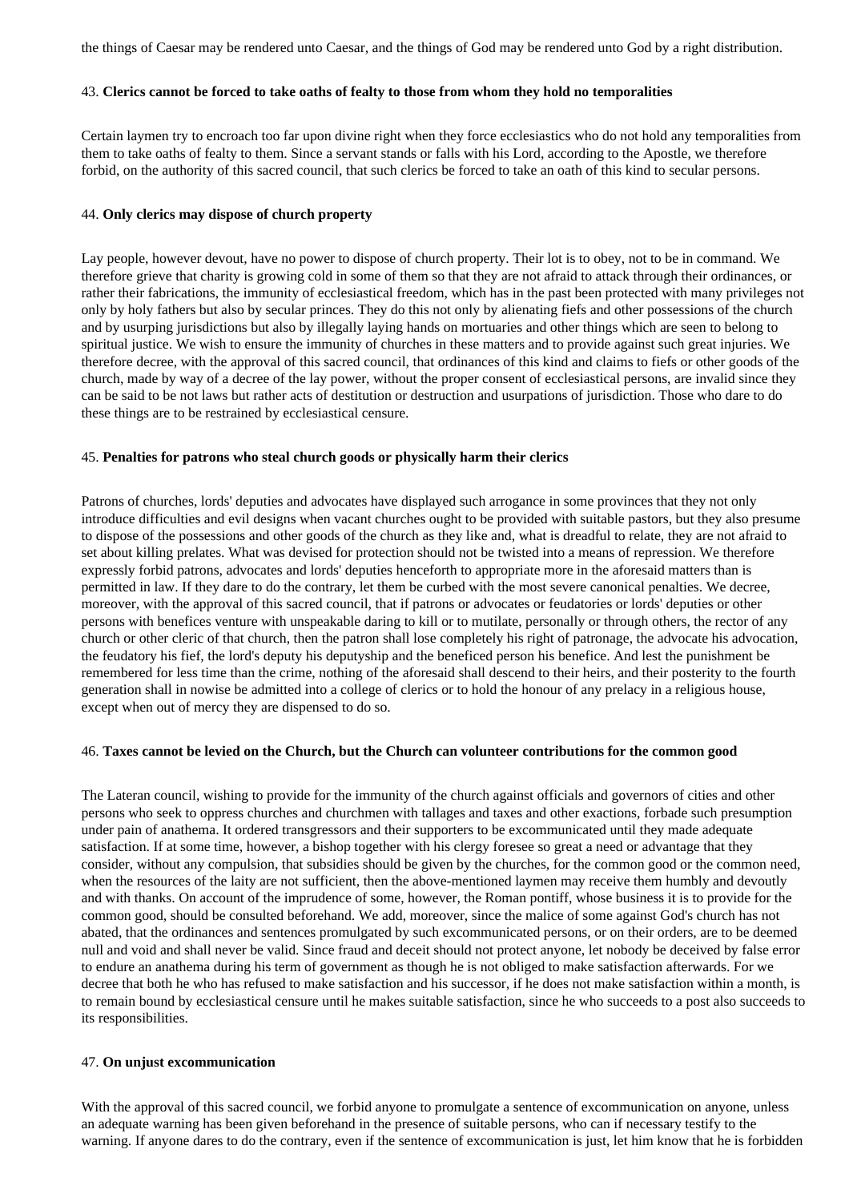the things of Caesar may be rendered unto Caesar, and the things of God may be rendered unto God by a right distribution.

### 43. **Clerics cannot be forced to take oaths of fealty to those from whom they hold no temporalities**

Certain laymen try to encroach too far upon divine right when they force ecclesiastics who do not hold any temporalities from them to take oaths of fealty to them. Since a servant stands or falls with his Lord, according to the Apostle, we therefore forbid, on the authority of this sacred council, that such clerics be forced to take an oath of this kind to secular persons.

### 44. **Only clerics may dispose of church property**

Lay people, however devout, have no power to dispose of church property. Their lot is to obey, not to be in command. We therefore grieve that charity is growing cold in some of them so that they are not afraid to attack through their ordinances, or rather their fabrications, the immunity of ecclesiastical freedom, which has in the past been protected with many privileges not only by holy fathers but also by secular princes. They do this not only by alienating fiefs and other possessions of the church and by usurping jurisdictions but also by illegally laying hands on mortuaries and other things which are seen to belong to spiritual justice. We wish to ensure the immunity of churches in these matters and to provide against such great injuries. We therefore decree, with the approval of this sacred council, that ordinances of this kind and claims to fiefs or other goods of the church, made by way of a decree of the lay power, without the proper consent of ecclesiastical persons, are invalid since they can be said to be not laws but rather acts of destitution or destruction and usurpations of jurisdiction. Those who dare to do these things are to be restrained by ecclesiastical censure.

### 45. **Penalties for patrons who steal church goods or physically harm their clerics**

Patrons of churches, lords' deputies and advocates have displayed such arrogance in some provinces that they not only introduce difficulties and evil designs when vacant churches ought to be provided with suitable pastors, but they also presume to dispose of the possessions and other goods of the church as they like and, what is dreadful to relate, they are not afraid to set about killing prelates. What was devised for protection should not be twisted into a means of repression. We therefore expressly forbid patrons, advocates and lords' deputies henceforth to appropriate more in the aforesaid matters than is permitted in law. If they dare to do the contrary, let them be curbed with the most severe canonical penalties. We decree, moreover, with the approval of this sacred council, that if patrons or advocates or feudatories or lords' deputies or other persons with benefices venture with unspeakable daring to kill or to mutilate, personally or through others, the rector of any church or other cleric of that church, then the patron shall lose completely his right of patronage, the advocate his advocation, the feudatory his fief, the lord's deputy his deputyship and the beneficed person his benefice. And lest the punishment be remembered for less time than the crime, nothing of the aforesaid shall descend to their heirs, and their posterity to the fourth generation shall in nowise be admitted into a college of clerics or to hold the honour of any prelacy in a religious house, except when out of mercy they are dispensed to do so.

### 46. **Taxes cannot be levied on the Church, but the Church can volunteer contributions for the common good**

The Lateran council, wishing to provide for the immunity of the church against officials and governors of cities and other persons who seek to oppress churches and churchmen with tallages and taxes and other exactions, forbade such presumption under pain of anathema. It ordered transgressors and their supporters to be excommunicated until they made adequate satisfaction. If at some time, however, a bishop together with his clergy foresee so great a need or advantage that they consider, without any compulsion, that subsidies should be given by the churches, for the common good or the common need, when the resources of the laity are not sufficient, then the above-mentioned laymen may receive them humbly and devoutly and with thanks. On account of the imprudence of some, however, the Roman pontiff, whose business it is to provide for the common good, should be consulted beforehand. We add, moreover, since the malice of some against God's church has not abated, that the ordinances and sentences promulgated by such excommunicated persons, or on their orders, are to be deemed null and void and shall never be valid. Since fraud and deceit should not protect anyone, let nobody be deceived by false error to endure an anathema during his term of government as though he is not obliged to make satisfaction afterwards. For we decree that both he who has refused to make satisfaction and his successor, if he does not make satisfaction within a month, is to remain bound by ecclesiastical censure until he makes suitable satisfaction, since he who succeeds to a post also succeeds to its responsibilities.

### 47. **On unjust excommunication**

With the approval of this sacred council, we forbid anyone to promulgate a sentence of excommunication on anyone, unless an adequate warning has been given beforehand in the presence of suitable persons, who can if necessary testify to the warning. If anyone dares to do the contrary, even if the sentence of excommunication is just, let him know that he is forbidden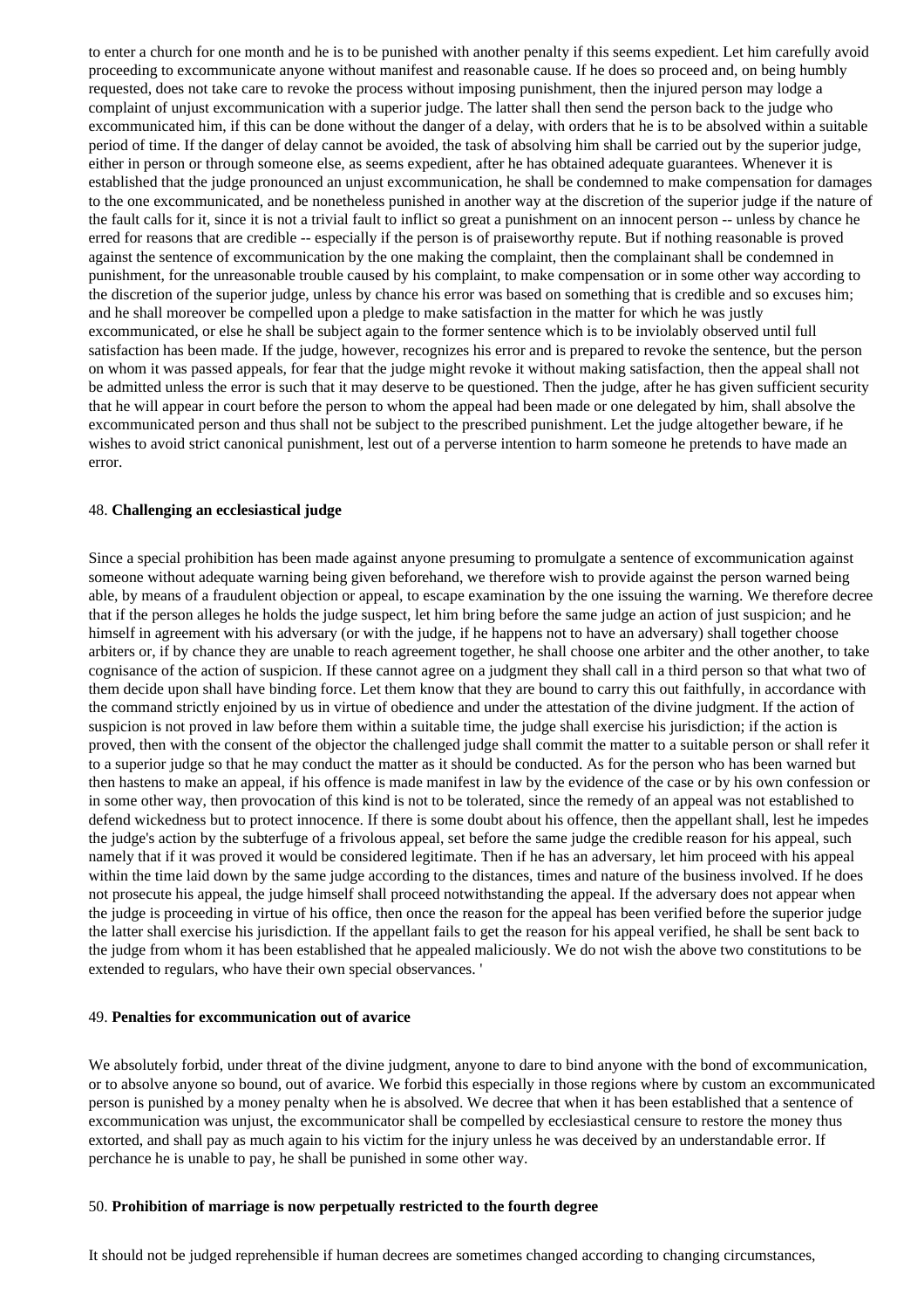to enter a church for one month and he is to be punished with another penalty if this seems expedient. Let him carefully avoid proceeding to excommunicate anyone without manifest and reasonable cause. If he does so proceed and, on being humbly requested, does not take care to revoke the process without imposing punishment, then the injured person may lodge a complaint of unjust excommunication with a superior judge. The latter shall then send the person back to the judge who excommunicated him, if this can be done without the danger of a delay, with orders that he is to be absolved within a suitable period of time. If the danger of delay cannot be avoided, the task of absolving him shall be carried out by the superior judge, either in person or through someone else, as seems expedient, after he has obtained adequate guarantees. Whenever it is established that the judge pronounced an unjust excommunication, he shall be condemned to make compensation for damages to the one excommunicated, and be nonetheless punished in another way at the discretion of the superior judge if the nature of the fault calls for it, since it is not a trivial fault to inflict so great a punishment on an innocent person -- unless by chance he erred for reasons that are credible -- especially if the person is of praiseworthy repute. But if nothing reasonable is proved against the sentence of excommunication by the one making the complaint, then the complainant shall be condemned in punishment, for the unreasonable trouble caused by his complaint, to make compensation or in some other way according to the discretion of the superior judge, unless by chance his error was based on something that is credible and so excuses him; and he shall moreover be compelled upon a pledge to make satisfaction in the matter for which he was justly excommunicated, or else he shall be subject again to the former sentence which is to be inviolably observed until full satisfaction has been made. If the judge, however, recognizes his error and is prepared to revoke the sentence, but the person on whom it was passed appeals, for fear that the judge might revoke it without making satisfaction, then the appeal shall not be admitted unless the error is such that it may deserve to be questioned. Then the judge, after he has given sufficient security that he will appear in court before the person to whom the appeal had been made or one delegated by him, shall absolve the excommunicated person and thus shall not be subject to the prescribed punishment. Let the judge altogether beware, if he wishes to avoid strict canonical punishment, lest out of a perverse intention to harm someone he pretends to have made an error.

48. **Challenging an ecclesiastical judge**

Since a special prohibition has been made against anyone presuming to promulgate a sentence of excommunication against someone without adequate warning being given beforehand, we therefore wish to provide against the person warned being able, by means of a fraudulent objection or appeal, to escape examination by the one issuing the warning. We therefore decree that if the person alleges he holds the judge suspect, let him bring before the same judge an action of just suspicion; and he himself in agreement with his adversary (or with the judge, if he happens not to have an adversary) shall together choose arbiters or, if by chance they are unable to reach agreement together, he shall choose one arbiter and the other another, to take cognisance of the action of suspicion. If these cannot agree on a judgment they shall call in a third person so that what two of them decide upon shall have binding force. Let them know that they are bound to carry this out faithfully, in accordance with the command strictly enjoined by us in virtue of obedience and under the attestation of the divine judgment. If the action of suspicion is not proved in law before them within a suitable time, the judge shall exercise his jurisdiction; if the action is proved, then with the consent of the objector the challenged judge shall commit the matter to a suitable person or shall refer it to a superior judge so that he may conduct the matter as it should be conducted. As for the person who has been warned but then hastens to make an appeal, if his offence is made manifest in law by the evidence of the case or by his own confession or in some other way, then provocation of this kind is not to be tolerated, since the remedy of an appeal was not established to defend wickedness but to protect innocence. If there is some doubt about his offence, then the appellant shall, lest he impedes the judge's action by the subterfuge of a frivolous appeal, set before the same judge the credible reason for his appeal, such namely that if it was proved it would be considered legitimate. Then if he has an adversary, let him proceed with his appeal within the time laid down by the same judge according to the distances, times and nature of the business involved. If he does not prosecute his appeal, the judge himself shall proceed notwithstanding the appeal. If the adversary does not appear when the judge is proceeding in virtue of his office, then once the reason for the appeal has been verified before the superior judge the latter shall exercise his jurisdiction. If the appellant fails to get the reason for his appeal verified, he shall be sent back to the judge from whom it has been established that he appealed maliciously. We do not wish the above two constitutions to be extended to regulars, who have their own special observances. '

49. **Penalties for excommunication out of avarice**

We absolutely forbid, under threat of the divine judgment, anyone to dare to bind anyone with the bond of excommunication, or to absolve anyone so bound, out of avarice. We forbid this especially in those regions where by custom an excommunicated person is punished by a money penalty when he is absolved. We decree that when it has been established that a sentence of excommunication was unjust, the excommunicator shall be compelled by ecclesiastical censure to restore the money thus extorted, and shall pay as much again to his victim for the injury unless he was deceived by an understandable error. If perchance he is unable to pay, he shall be punished in some other way.

50. **Prohibition of marriage is now perpetually restricted to the fourth degree**

It should not be judged reprehensible if human decrees are sometimes changed according to changing circumstances,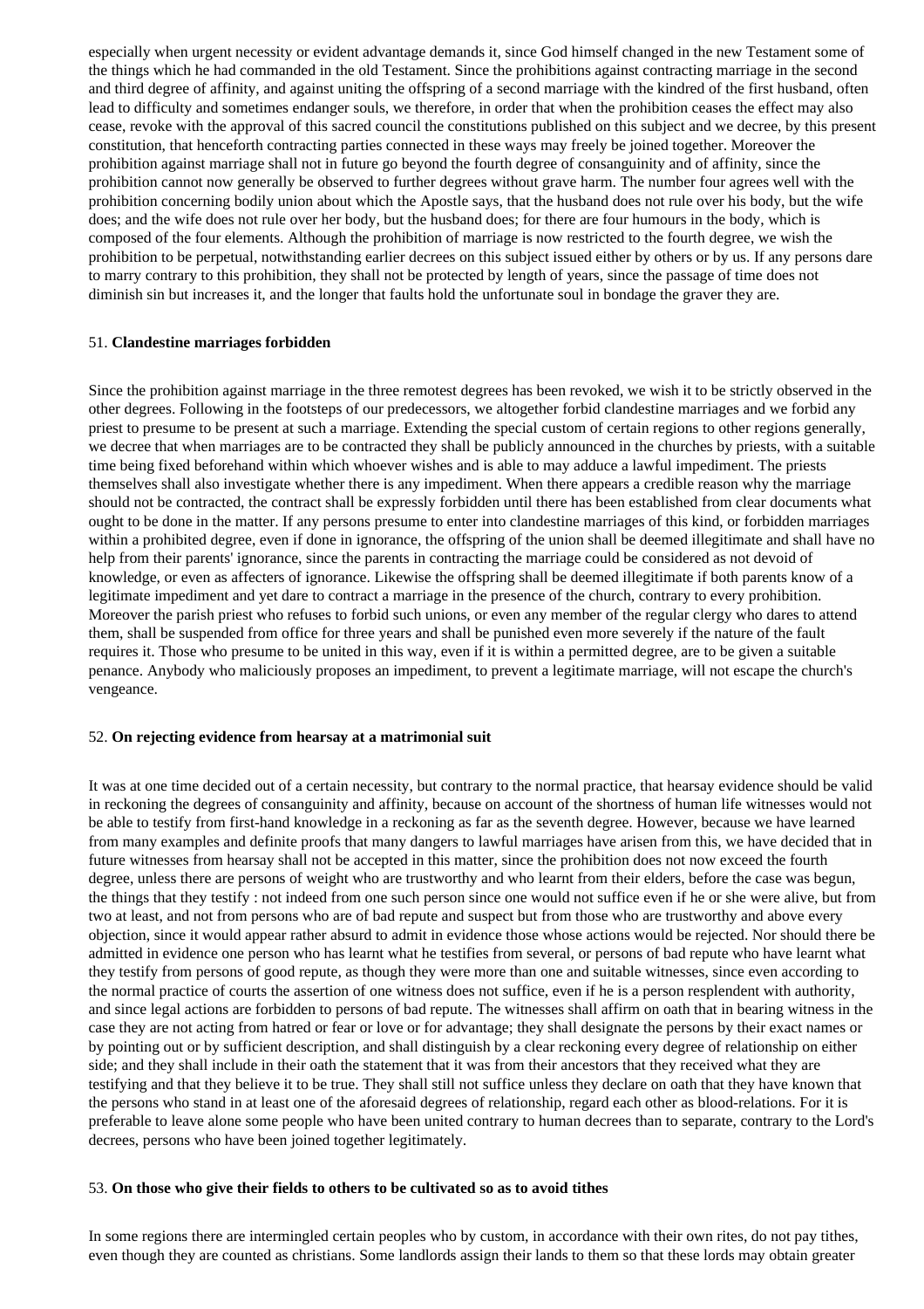especially when urgent necessity or evident advantage demands it, since God himself changed in the new Testament some of the things which he had commanded in the old Testament. Since the prohibitions against contracting marriage in the second and third degree of affinity, and against uniting the offspring of a second marriage with the kindred of the first husband, often lead to difficulty and sometimes endanger souls, we therefore, in order that when the prohibition ceases the effect may also cease, revoke with the approval of this sacred council the constitutions published on this subject and we decree, by this present constitution, that henceforth contracting parties connected in these ways may freely be joined together. Moreover the prohibition against marriage shall not in future go beyond the fourth degree of consanguinity and of affinity, since the prohibition cannot now generally be observed to further degrees without grave harm. The number four agrees well with the prohibition concerning bodily union about which the Apostle says, that the husband does not rule over his body, but the wife does; and the wife does not rule over her body, but the husband does; for there are four humours in the body, which is composed of the four elements. Although the prohibition of marriage is now restricted to the fourth degree, we wish the prohibition to be perpetual, notwithstanding earlier decrees on this subject issued either by others or by us. If any persons dare to marry contrary to this prohibition, they shall not be protected by length of years, since the passage of time does not diminish sin but increases it, and the longer that faults hold the unfortunate soul in bondage the graver they are.

### 51. **Clandestine marriages forbidden**

Since the prohibition against marriage in the three remotest degrees has been revoked, we wish it to be strictly observed in the other degrees. Following in the footsteps of our predecessors, we altogether forbid clandestine marriages and we forbid any priest to presume to be present at such a marriage. Extending the special custom of certain regions to other regions generally, we decree that when marriages are to be contracted they shall be publicly announced in the churches by priests, with a suitable time being fixed beforehand within which whoever wishes and is able to may adduce a lawful impediment. The priests themselves shall also investigate whether there is any impediment. When there appears a credible reason why the marriage should not be contracted, the contract shall be expressly forbidden until there has been established from clear documents what ought to be done in the matter. If any persons presume to enter into clandestine marriages of this kind, or forbidden marriages within a prohibited degree, even if done in ignorance, the offspring of the union shall be deemed illegitimate and shall have no help from their parents' ignorance, since the parents in contracting the marriage could be considered as not devoid of knowledge, or even as affecters of ignorance. Likewise the offspring shall be deemed illegitimate if both parents know of a legitimate impediment and yet dare to contract a marriage in the presence of the church, contrary to every prohibition. Moreover the parish priest who refuses to forbid such unions, or even any member of the regular clergy who dares to attend them, shall be suspended from office for three years and shall be punished even more severely if the nature of the fault requires it. Those who presume to be united in this way, even if it is within a permitted degree, are to be given a suitable penance. Anybody who maliciously proposes an impediment, to prevent a legitimate marriage, will not escape the church's vengeance.

### 52. **On rejecting evidence from hearsay at a matrimonial suit**

It was at one time decided out of a certain necessity, but contrary to the normal practice, that hearsay evidence should be valid in reckoning the degrees of consanguinity and affinity, because on account of the shortness of human life witnesses would not be able to testify from first-hand knowledge in a reckoning as far as the seventh degree. However, because we have learned from many examples and definite proofs that many dangers to lawful marriages have arisen from this, we have decided that in future witnesses from hearsay shall not be accepted in this matter, since the prohibition does not now exceed the fourth degree, unless there are persons of weight who are trustworthy and who learnt from their elders, before the case was begun, the things that they testify : not indeed from one such person since one would not suffice even if he or she were alive, but from two at least, and not from persons who are of bad repute and suspect but from those who are trustworthy and above every objection, since it would appear rather absurd to admit in evidence those whose actions would be rejected. Nor should there be admitted in evidence one person who has learnt what he testifies from several, or persons of bad repute who have learnt what they testify from persons of good repute, as though they were more than one and suitable witnesses, since even according to the normal practice of courts the assertion of one witness does not suffice, even if he is a person resplendent with authority, and since legal actions are forbidden to persons of bad repute. The witnesses shall affirm on oath that in bearing witness in the case they are not acting from hatred or fear or love or for advantage; they shall designate the persons by their exact names or by pointing out or by sufficient description, and shall distinguish by a clear reckoning every degree of relationship on either side; and they shall include in their oath the statement that it was from their ancestors that they received what they are testifying and that they believe it to be true. They shall still not suffice unless they declare on oath that they have known that the persons who stand in at least one of the aforesaid degrees of relationship, regard each other as blood-relations. For it is preferable to leave alone some people who have been united contrary to human decrees than to separate, contrary to the Lord's decrees, persons who have been joined together legitimately.

### 53. **On those who give their fields to others to be cultivated so as to avoid tithes**

In some regions there are intermingled certain peoples who by custom, in accordance with their own rites, do not pay tithes, even though they are counted as christians. Some landlords assign their lands to them so that these lords may obtain greater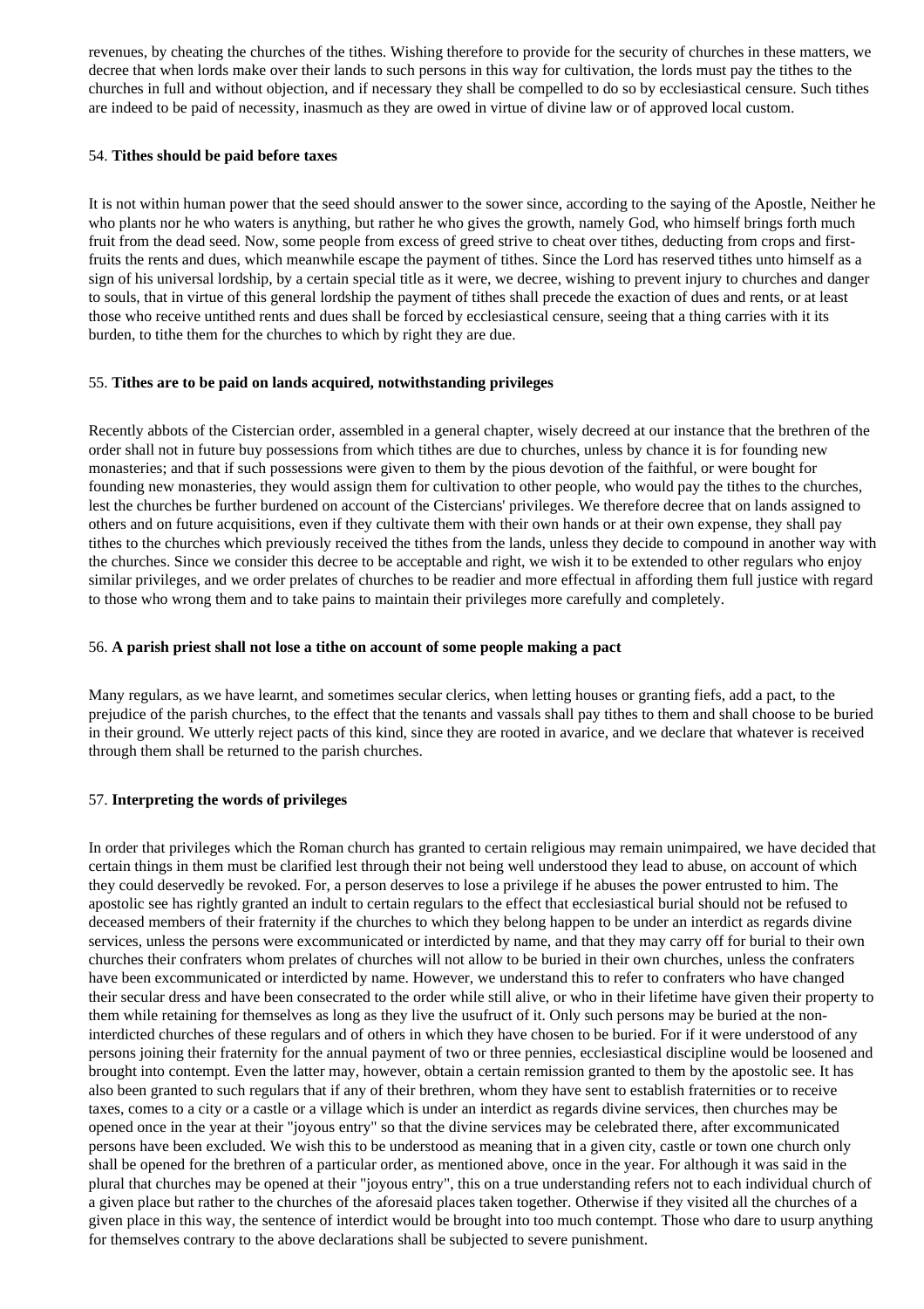revenues, by cheating the churches of the tithes. Wishing therefore to provide for the security of churches in these matters, we decree that when lords make over their lands to such persons in this way for cultivation, the lords must pay the tithes to the churches in full and without objection, and if necessary they shall be compelled to do so by ecclesiastical censure. Such tithes are indeed to be paid of necessity, inasmuch as they are owed in virtue of divine law or of approved local custom.

54. **Tithes should be paid before taxes**

It is not within human power that the seed should answer to the sower since, according to the saying of the Apostle, Neither he who plants nor he who waters is anything, but rather he who gives the growth, namely God, who himself brings forth much fruit from the dead seed. Now, some people from excess of greed strive to cheat over tithes, deducting from crops and first-fruits the rents and dues, which meanwhile escape the payment of tithes. Since the Lord has reserved tithes unto himself as a sign of his universal lordship, by a certain special title as it were, we decree, wishing to prevent injury to churches and danger to souls, that in virtue of this general lordship the payment of tithes shall precede the exaction of dues and rents, or at least those who receive untithed rents and dues shall be forced by ecclesiastical censure, seeing that a thing carries with it its burden, to tithe them for the churches to which by right they are due.

55. **Tithes are to be paid on lands acquired, notwithstanding privileges**

Recently abbots of the Cistercian order, assembled in a general chapter, wisely decreed at our instance that the brethren of the order shall not in future buy possessions from which tithes are due to churches, unless by chance it is for founding new monasteries; and that if such possessions were given to them by the pious devotion of the faithful, or were bought for founding new monasteries, they would assign them for cultivation to other people, who would pay the tithes to the churches, lest the churches be further burdened on account of the Cistercians' privileges. We therefore decree that on lands assigned to others and on future acquisitions, even if they cultivate them with their own hands or at their own expense, they shall pay tithes to the churches which previously received the tithes from the lands, unless they decide to compound in another way with the churches. Since we consider this decree to be acceptable and right, we wish it to be extended to other regulars who enjoy similar privileges, and we order prelates of churches to be readier and more effectual in affording them full justice with regard to those who wrong them and to take pains to maintain their privileges more carefully and completely.

56. **A parish priest shall not lose a tithe on account of some people making a pact**

Many regulars, as we have learnt, and sometimes secular clerics, when letting houses or granting fiefs, add a pact, to the prejudice of the parish churches, to the effect that the tenants and vassals shall pay tithes to them and shall choose to be buried in their ground. We utterly reject pacts of this kind, since they are rooted in avarice, and we declare that whatever is received through them shall be returned to the parish churches.

57. **Interpreting the words of privileges**

In order that privileges which the Roman church has granted to certain religious may remain unimpaired, we have decided that certain things in them must be clarified lest through their not being well understood they lead to abuse, on account of which they could deservedly be revoked. For, a person deserves to lose a privilege if he abuses the power entrusted to him. The apostolic see has rightly granted an indult to certain regulars to the effect that ecclesiastical burial should not be refused to deceased members of their fraternity if the churches to which they belong happen to be under an interdict as regards divine services, unless the persons were excommunicated or interdicted by name, and that they may carry off for burial to their own churches their confraters whom prelates of churches will not allow to be buried in their own churches, unless the confraters have been excommunicated or interdicted by name. However, we understand this to refer to confraters who have changed their secular dress and have been consecrated to the order while still alive, or who in their lifetime have given their property to them while retaining for themselves as long as they live the usufruct of it. Only such persons may be buried at the non-interdicted churches of these regulars and of others in which they have chosen to be buried. For if it were understood of any persons joining their fraternity for the annual payment of two or three pennies, ecclesiastical discipline would be loosened and brought into contempt. Even the latter may, however, obtain a certain remission granted to them by the apostolic see. It has also been granted to such regulars that if any of their brethren, whom they have sent to establish fraternities or to receive taxes, comes to a city or a castle or a village which is under an interdict as regards divine services, then churches may be opened once in the year at their "joyous entry" so that the divine services may be celebrated there, after excommunicated persons have been excluded. We wish this to be understood as meaning that in a given city, castle or town one church only shall be opened for the brethren of a particular order, as mentioned above, once in the year. For although it was said in the plural that churches may be opened at their "joyous entry", this on a true understanding refers not to each individual church of a given place but rather to the churches of the aforesaid places taken together. Otherwise if they visited all the churches of a given place in this way, the sentence of interdict would be brought into too much contempt. Those who dare to usurp anything for themselves contrary to the above declarations shall be subjected to severe punishment.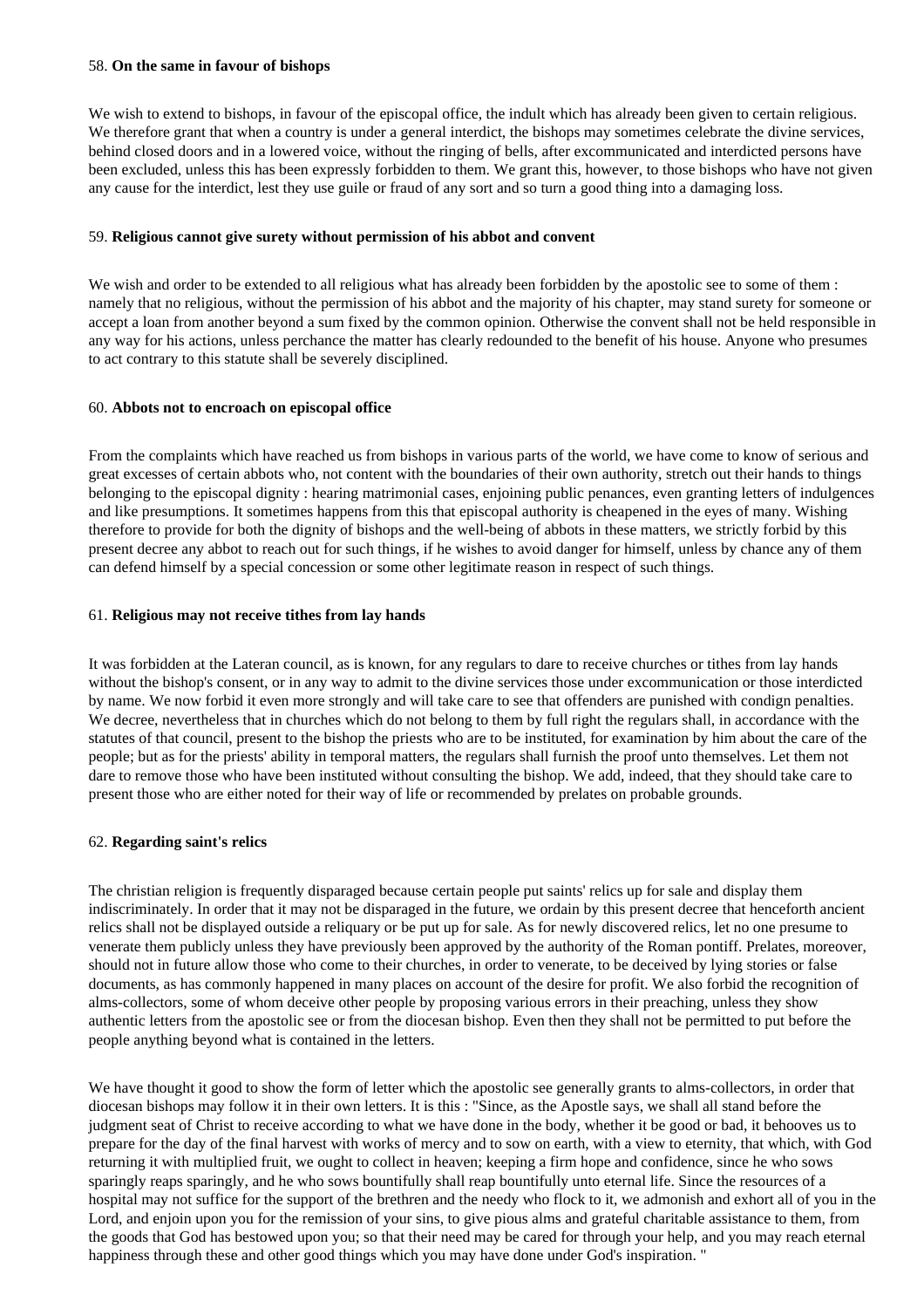58. **On the same in favour of bishops**

We wish to extend to bishops, in favour of the episcopal office, the indult which has already been given to certain religious. We therefore grant that when a country is under a general interdict, the bishops may sometimes celebrate the divine services, behind closed doors and in a lowered voice, without the ringing of bells, after excommunicated and interdicted persons have been excluded, unless this has been expressly forbidden to them. We grant this, however, to those bishops who have not given any cause for the interdict, lest they use guile or fraud of any sort and so turn a good thing into a damaging loss.

59. **Religious cannot give surety without permission of his abbot and convent**

We wish and order to be extended to all religious what has already been forbidden by the apostolic see to some of them : namely that no religious, without the permission of his abbot and the majority of his chapter, may stand surety for someone or accept a loan from another beyond a sum fixed by the common opinion. Otherwise the convent shall not be held responsible in any way for his actions, unless perchance the matter has clearly redounded to the benefit of his house. Anyone who presumes to act contrary to this statute shall be severely disciplined.

60. **Abbots not to encroach on episcopal office**

From the complaints which have reached us from bishops in various parts of the world, we have come to know of serious and great excesses of certain abbots who, not content with the boundaries of their own authority, stretch out their hands to things belonging to the episcopal dignity : hearing matrimonial cases, enjoining public penances, even granting letters of indulgences and like presumptions. It sometimes happens from this that episcopal authority is cheapened in the eyes of many. Wishing therefore to provide for both the dignity of bishops and the well-being of abbots in these matters, we strictly forbid by this present decree any abbot to reach out for such things, if he wishes to avoid danger for himself, unless by chance any of them can defend himself by a special concession or some other legitimate reason in respect of such things.

61. **Religious may not receive tithes from lay hands**

It was forbidden at the Lateran council, as is known, for any regulars to dare to receive churches or tithes from lay hands without the bishop's consent, or in any way to admit to the divine services those under excommunication or those interdicted by name. We now forbid it even more strongly and will take care to see that offenders are punished with condign penalties. We decree, nevertheless that in churches which do not belong to them by full right the regulars shall, in accordance with the statutes of that council, present to the bishop the priests who are to be instituted, for examination by him about the care of the people; but as for the priests' ability in temporal matters, the regulars shall furnish the proof unto themselves. Let them not dare to remove those who have been instituted without consulting the bishop. We add, indeed, that they should take care to present those who are either noted for their way of life or recommended by prelates on probable grounds.

62. **Regarding saint's relics**

The christian religion is frequently disparaged because certain people put saints' relics up for sale and display them indiscriminately. In order that it may not be disparaged in the future, we ordain by this present decree that henceforth ancient relics shall not be displayed outside a reliquary or be put up for sale. As for newly discovered relics, let no one presume to venerate them publicly unless they have previously been approved by the authority of the Roman pontiff. Prelates, moreover, should not in future allow those who come to their churches, in order to venerate, to be deceived by lying stories or false documents, as has commonly happened in many places on account of the desire for profit. We also forbid the recognition of alms-collectors, some of whom deceive other people by proposing various errors in their preaching, unless they show authentic letters from the apostolic see or from the diocesan bishop. Even then they shall not be permitted to put before the people anything beyond what is contained in the letters.

We have thought it good to show the form of letter which the apostolic see generally grants to alms-collectors, in order that diocesan bishops may follow it in their own letters. It is this : "Since, as the Apostle says, we shall all stand before the judgment seat of Christ to receive according to what we have done in the body, whether it be good or bad, it behooves us to prepare for the day of the final harvest with works of mercy and to sow on earth, with a view to eternity, that which, with God returning it with multiplied fruit, we ought to collect in heaven; keeping a firm hope and confidence, since he who sows sparingly reaps sparingly, and he who sows bountifully shall reap bountifully unto eternal life. Since the resources of a hospital may not suffice for the support of the brethren and the needy who flock to it, we admonish and exhort all of you in the Lord, and enjoin upon you for the remission of your sins, to give pious alms and grateful charitable assistance to them, from the goods that God has bestowed upon you; so that their need may be cared for through your help, and you may reach eternal happiness through these and other good things which you may have done under God's inspiration. "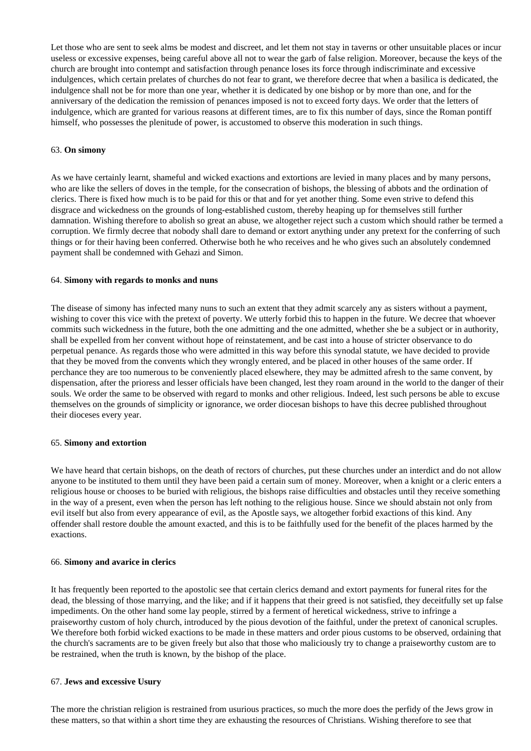Let those who are sent to seek alms be modest and discreet, and let them not stay in taverns or other unsuitable places or incur useless or excessive expenses, being careful above all not to wear the garb of false religion. Moreover, because the keys of the church are brought into contempt and satisfaction through penance loses its force through indiscriminate and excessive indulgences, which certain prelates of churches do not fear to grant, we therefore decree that when a basilica is dedicated, the indulgence shall not be for more than one year, whether it is dedicated by one bishop or by more than one, and for the anniversary of the dedication the remission of penances imposed is not to exceed forty days. We order that the letters of indulgence, which are granted for various reasons at different times, are to fix this number of days, since the Roman pontiff himself, who possesses the plenitude of power, is accustomed to observe this moderation in such things.

63. **On simony**

As we have certainly learnt, shameful and wicked exactions and extortions are levied in many places and by many persons, who are like the sellers of doves in the temple, for the consecration of bishops, the blessing of abbots and the ordination of clerics. There is fixed how much is to be paid for this or that and for yet another thing. Some even strive to defend this disgrace and wickedness on the grounds of long-established custom, thereby heaping up for themselves still further damnation. Wishing therefore to abolish so great an abuse, we altogether reject such a custom which should rather be termed a corruption. We firmly decree that nobody shall dare to demand or extort anything under any pretext for the conferring of such things or for their having been conferred. Otherwise both he who receives and he who gives such an absolutely condemned payment shall be condemned with Gehazi and Simon.

64. **Simony with regards to monks and nuns**

The disease of simony has infected many nuns to such an extent that they admit scarcely any as sisters without a payment, wishing to cover this vice with the pretext of poverty. We utterly forbid this to happen in the future. We decree that whoever commits such wickedness in the future, both the one admitting and the one admitted, whether she be a subject or in authority, shall be expelled from her convent without hope of reinstatement, and be cast into a house of stricter observance to do perpetual penance. As regards those who were admitted in this way before this synodal statute, we have decided to provide that they be moved from the convents which they wrongly entered, and be placed in other houses of the same order. If perchance they are too numerous to be conveniently placed elsewhere, they may be admitted afresh to the same convent, by dispensation, after the prioress and lesser officials have been changed, lest they roam around in the world to the danger of their souls. We order the same to be observed with regard to monks and other religious. Indeed, lest such persons be able to excuse themselves on the grounds of simplicity or ignorance, we order diocesan bishops to have this decree published throughout their dioceses every year.

65. **Simony and extortion**

We have heard that certain bishops, on the death of rectors of churches, put these churches under an interdict and do not allow anyone to be instituted to them until they have been paid a certain sum of money. Moreover, when a knight or a cleric enters a religious house or chooses to be buried with religious, the bishops raise difficulties and obstacles until they receive something in the way of a present, even when the person has left nothing to the religious house. Since we should abstain not only from evil itself but also from every appearance of evil, as the Apostle says, we altogether forbid exactions of this kind. Any offender shall restore double the amount exacted, and this is to be faithfully used for the benefit of the places harmed by the exactions.

66. **Simony and avarice in clerics**

It has frequently been reported to the apostolic see that certain clerics demand and extort payments for funeral rites for the dead, the blessing of those marrying, and the like; and if it happens that their greed is not satisfied, they deceitfully set up false impediments. On the other hand some lay people, stirred by a ferment of heretical wickedness, strive to infringe a praiseworthy custom of holy church, introduced by the pious devotion of the faithful, under the pretext of canonical scruples. We therefore both forbid wicked exactions to be made in these matters and order pious customs to be observed, ordaining that the church's sacraments are to be given freely but also that those who maliciously try to change a praiseworthy custom are to be restrained, when the truth is known, by the bishop of the place.

67. **Jews and excessive Usury**

The more the christian religion is restrained from usurious practices, so much the more does the perfidy of the Jews grow in these matters, so that within a short time they are exhausting the resources of Christians. Wishing therefore to see that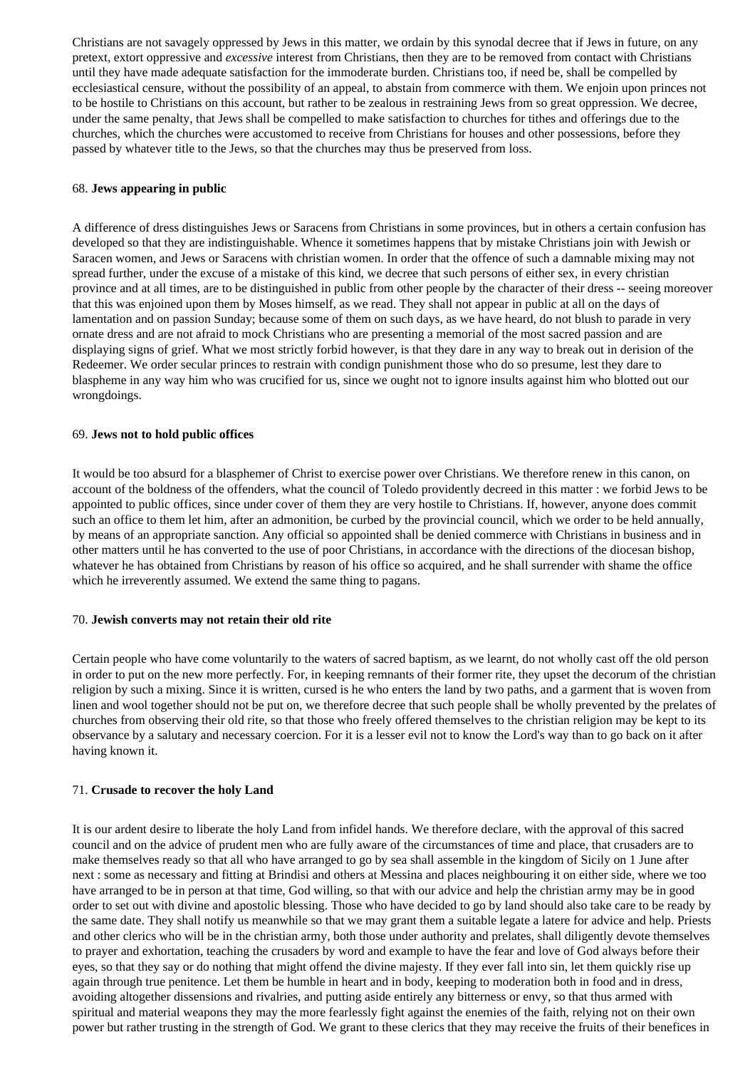Christians are not savagely oppressed by Jews in this matter, we ordain by this synodal decree that if Jews in future, on any pretext, extort oppressive and *excessive* interest from Christians, then they are to be removed from contact with Christians until they have made adequate satisfaction for the immoderate burden. Christians too, if need be, shall be compelled by ecclesiastical censure, without the possibility of an appeal, to abstain from commerce with them. We enjoin upon princes not to be hostile to Christians on this account, but rather to be zealous in restraining Jews from so great oppression. We decree, under the same penalty, that Jews shall be compelled to make satisfaction to churches for tithes and offerings due to the churches, which the churches were accustomed to receive from Christians for houses and other possessions, before they passed by whatever title to the Jews, so that the churches may thus be preserved from loss.

68. **Jews appearing in public**

A difference of dress distinguishes Jews or Saracens from Christians in some provinces, but in others a certain confusion has developed so that they are indistinguishable. Whence it sometimes happens that by mistake Christians join with Jewish or Saracen women, and Jews or Saracens with christian women. In order that the offence of such a damnable mixing may not spread further, under the excuse of a mistake of this kind, we decree that such persons of either sex, in every christian province and at all times, are to be distinguished in public from other people by the character of their dress -- seeing moreover that this was enjoined upon them by Moses himself, as we read. They shall not appear in public at all on the days of lamentation and on passion Sunday; because some of them on such days, as we have heard, do not blush to parade in very ornate dress and are not afraid to mock Christians who are presenting a memorial of the most sacred passion and are displaying signs of grief. What we most strictly forbid however, is that they dare in any way to break out in derision of the Redeemer. We order secular princes to restrain with condign punishment those who do so presume, lest they dare to blaspheme in any way him who was crucified for us, since we ought not to ignore insults against him who blotted out our wrongdoings.

69. **Jews not to hold public offices**

It would be too absurd for a blasphemer of Christ to exercise power over Christians. We therefore renew in this canon, on account of the boldness of the offenders, what the council of Toledo providently decreed in this matter : we forbid Jews to be appointed to public offices, since under cover of them they are very hostile to Christians. If, however, anyone does commit such an office to them let him, after an admonition, be curbed by the provincial council, which we order to be held annually, by means of an appropriate sanction. Any official so appointed shall be denied commerce with Christians in business and in other matters until he has converted to the use of poor Christians, in accordance with the directions of the diocesan bishop, whatever he has obtained from Christians by reason of his office so acquired, and he shall surrender with shame the office which he irreverently assumed. We extend the same thing to pagans.

70. **Jewish converts may not retain their old rite**

Certain people who have come voluntarily to the waters of sacred baptism, as we learnt, do not wholly cast off the old person in order to put on the new more perfectly. For, in keeping remnants of their former rite, they upset the decorum of the christian religion by such a mixing. Since it is written, cursed is he who enters the land by two paths, and a garment that is woven from linen and wool together should not be put on, we therefore decree that such people shall be wholly prevented by the prelates of churches from observing their old rite, so that those who freely offered themselves to the christian religion may be kept to its observance by a salutary and necessary coercion. For it is a lesser evil not to know the Lord's way than to go back on it after having known it.

71. **Crusade to recover the holy Land**

It is our ardent desire to liberate the holy Land from infidel hands. We therefore declare, with the approval of this sacred council and on the advice of prudent men who are fully aware of the circumstances of time and place, that crusaders are to make themselves ready so that all who have arranged to go by sea shall assemble in the kingdom of Sicily on 1 June after next : some as necessary and fitting at Brindisi and others at Messina and places neighbouring it on either side, where we too have arranged to be in person at that time, God willing, so that with our advice and help the christian army may be in good order to set out with divine and apostolic blessing. Those who have decided to go by land should also take care to be ready by the same date. They shall notify us meanwhile so that we may grant them a suitable legate a latere for advice and help. Priests and other clerics who will be in the christian army, both those under authority and prelates, shall diligently devote themselves to prayer and exhortation, teaching the crusaders by word and example to have the fear and love of God always before their eyes, so that they say or do nothing that might offend the divine majesty. If they ever fall into sin, let them quickly rise up again through true penitence. Let them be humble in heart and in body, keeping to moderation both in food and in dress, avoiding altogether dissensions and rivalries, and putting aside entirely any bitterness or envy, so that thus armed with spiritual and material weapons they may the more fearlessly fight against the enemies of the faith, relying not on their own power but rather trusting in the strength of God. We grant to these clerics that they may receive the fruits of their benefices in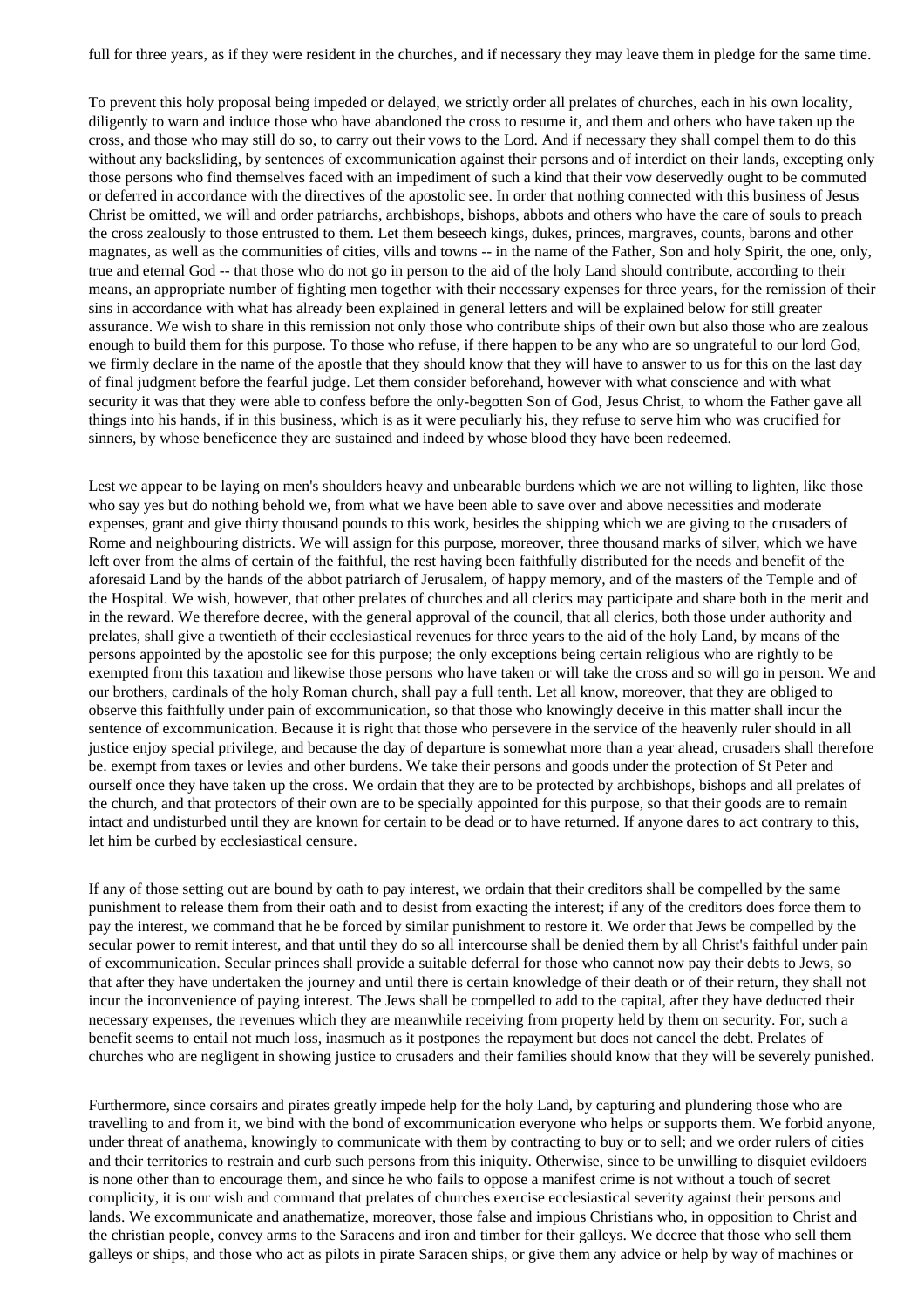full for three years, as if they were resident in the churches, and if necessary they may leave them in pledge for the same time.

To prevent this holy proposal being impeded or delayed, we strictly order all prelates of churches, each in his own locality, diligently to warn and induce those who have abandoned the cross to resume it, and them and others who have taken up the cross, and those who may still do so, to carry out their vows to the Lord. And if necessary they shall compel them to do this without any backsliding, by sentences of excommunication against their persons and of interdict on their lands, excepting only those persons who find themselves faced with an impediment of such a kind that their vow deservedly ought to be commuted or deferred in accordance with the directives of the apostolic see. In order that nothing connected with this business of Jesus Christ be omitted, we will and order patriarchs, archbishops, bishops, abbots and others who have the care of souls to preach the cross zealously to those entrusted to them. Let them beseech kings, dukes, princes, margraves, counts, barons and other magnates, as well as the communities of cities, vills and towns -- in the name of the Father, Son and holy Spirit, the one, only, true and eternal God -- that those who do not go in person to the aid of the holy Land should contribute, according to their means, an appropriate number of fighting men together with their necessary expenses for three years, for the remission of their sins in accordance with what has already been explained in general letters and will be explained below for still greater assurance. We wish to share in this remission not only those who contribute ships of their own but also those who are zealous enough to build them for this purpose. To those who refuse, if there happen to be any who are so ungrateful to our lord God, we firmly declare in the name of the apostle that they should know that they will have to answer to us for this on the last day of final judgment before the fearful judge. Let them consider beforehand, however with what conscience and with what security it was that they were able to confess before the only-begotten Son of God, Jesus Christ, to whom the Father gave all things into his hands, if in this business, which is as it were peculiarly his, they refuse to serve him who was crucified for sinners, by whose beneficence they are sustained and indeed by whose blood they have been redeemed.

Lest we appear to be laying on men's shoulders heavy and unbearable burdens which we are not willing to lighten, like those who say yes but do nothing behold we, from what we have been able to save over and above necessities and moderate expenses, grant and give thirty thousand pounds to this work, besides the shipping which we are giving to the crusaders of Rome and neighbouring districts. We will assign for this purpose, moreover, three thousand marks of silver, which we have left over from the alms of certain of the faithful, the rest having been faithfully distributed for the needs and benefit of the aforesaid Land by the hands of the abbot patriarch of Jerusalem, of happy memory, and of the masters of the Temple and of the Hospital. We wish, however, that other prelates of churches and all clerics may participate and share both in the merit and in the reward. We therefore decree, with the general approval of the council, that all clerics, both those under authority and prelates, shall give a twentieth of their ecclesiastical revenues for three years to the aid of the holy Land, by means of the persons appointed by the apostolic see for this purpose; the only exceptions being certain religious who are rightly to be exempted from this taxation and likewise those persons who have taken or will take the cross and so will go in person. We and our brothers, cardinals of the holy Roman church, shall pay a full tenth. Let all know, moreover, that they are obliged to observe this faithfully under pain of excommunication, so that those who knowingly deceive in this matter shall incur the sentence of excommunication. Because it is right that those who persevere in the service of the heavenly ruler should in all justice enjoy special privilege, and because the day of departure is somewhat more than a year ahead, crusaders shall therefore be. exempt from taxes or levies and other burdens. We take their persons and goods under the protection of St Peter and ourself once they have taken up the cross. We ordain that they are to be protected by archbishops, bishops and all prelates of the church, and that protectors of their own are to be specially appointed for this purpose, so that their goods are to remain intact and undisturbed until they are known for certain to be dead or to have returned. If anyone dares to act contrary to this, let him be curbed by ecclesiastical censure.

If any of those setting out are bound by oath to pay interest, we ordain that their creditors shall be compelled by the same punishment to release them from their oath and to desist from exacting the interest; if any of the creditors does force them to pay the interest, we command that he be forced by similar punishment to restore it. We order that Jews be compelled by the secular power to remit interest, and that until they do so all intercourse shall be denied them by all Christ's faithful under pain of excommunication. Secular princes shall provide a suitable deferral for those who cannot now pay their debts to Jews, so that after they have undertaken the journey and until there is certain knowledge of their death or of their return, they shall not incur the inconvenience of paying interest. The Jews shall be compelled to add to the capital, after they have deducted their necessary expenses, the revenues which they are meanwhile receiving from property held by them on security. For, such a benefit seems to entail not much loss, inasmuch as it postpones the repayment but does not cancel the debt. Prelates of churches who are negligent in showing justice to crusaders and their families should know that they will be severely punished.

Furthermore, since corsairs and pirates greatly impede help for the holy Land, by capturing and plundering those who are travelling to and from it, we bind with the bond of excommunication everyone who helps or supports them. We forbid anyone, under threat of anathema, knowingly to communicate with them by contracting to buy or to sell; and we order rulers of cities and their territories to restrain and curb such persons from this iniquity. Otherwise, since to be unwilling to disquiet evildoers is none other than to encourage them, and since he who fails to oppose a manifest crime is not without a touch of secret complicity, it is our wish and command that prelates of churches exercise ecclesiastical severity against their persons and lands. We excommunicate and anathematize, moreover, those false and impious Christians who, in opposition to Christ and the christian people, convey arms to the Saracens and iron and timber for their galleys. We decree that those who sell them galleys or ships, and those who act as pilots in pirate Saracen ships, or give them any advice or help by way of machines or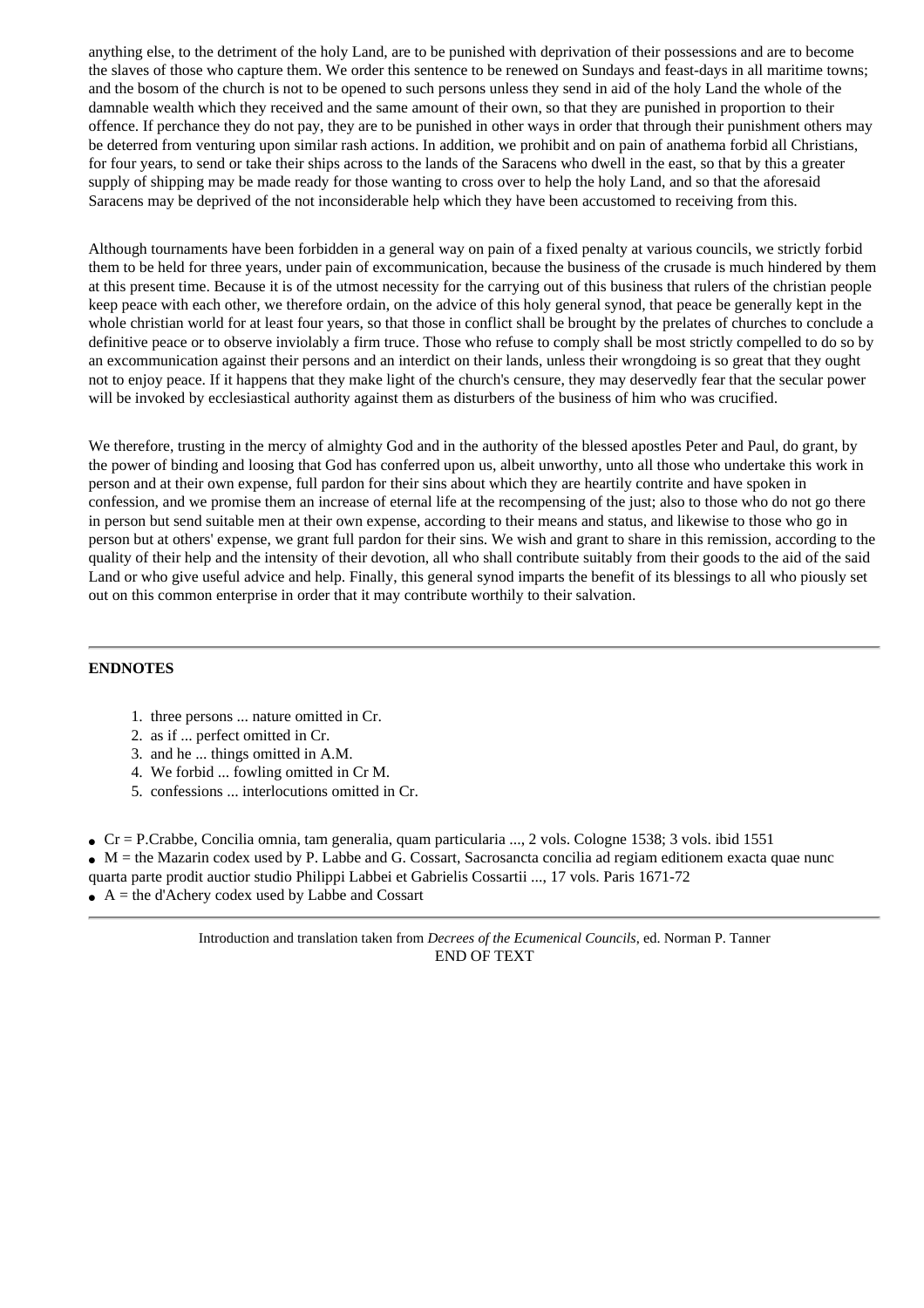anything else, to the detriment of the holy Land, are to be punished with deprivation of their possessions and are to become the slaves of those who capture them. We order this sentence to be renewed on Sundays and feast-days in all maritime towns; and the bosom of the church is not to be opened to such persons unless they send in aid of the holy Land the whole of the damnable wealth which they received and the same amount of their own, so that they are punished in proportion to their offence. If perchance they do not pay, they are to be punished in other ways in order that through their punishment others may be deterred from venturing upon similar rash actions. In addition, we prohibit and on pain of anathema forbid all Christians, for four years, to send or take their ships across to the lands of the Saracens who dwell in the east, so that by this a greater supply of shipping may be made ready for those wanting to cross over to help the holy Land, and so that the aforesaid Saracens may be deprived of the not inconsiderable help which they have been accustomed to receiving from this.

Although tournaments have been forbidden in a general way on pain of a fixed penalty at various councils, we strictly forbid them to be held for three years, under pain of excommunication, because the business of the crusade is much hindered by them at this present time. Because it is of the utmost necessity for the carrying out of this business that rulers of the christian people keep peace with each other, we therefore ordain, on the advice of this holy general synod, that peace be generally kept in the whole christian world for at least four years, so that those in conflict shall be brought by the prelates of churches to conclude a definitive peace or to observe inviolably a firm truce. Those who refuse to comply shall be most strictly compelled to do so by an excommunication against their persons and an interdict on their lands, unless their wrongdoing is so great that they ought not to enjoy peace. If it happens that they make light of the church's censure, they may deservedly fear that the secular power will be invoked by ecclesiastical authority against them as disturbers of the business of him who was crucified.

We therefore, trusting in the mercy of almighty God and in the authority of the blessed apostles Peter and Paul, do grant, by the power of binding and loosing that God has conferred upon us, albeit unworthy, unto all those who undertake this work in person and at their own expense, full pardon for their sins about which they are heartily contrite and have spoken in confession, and we promise them an increase of eternal life at the recompensing of the just; also to those who do not go there in person but send suitable men at their own expense, according to their means and status, and likewise to those who go in person but at others' expense, we grant full pardon for their sins. We wish and grant to share in this remission, according to the quality of their help and the intensity of their devotion, all who shall contribute suitably from their goods to the aid of the said Land or who give useful advice and help. Finally, this general synod imparts the benefit of its blessings to all who piously set out on this common enterprise in order that it may contribute worthily to their salvation.

---

**ENDNOTES**

1. three persons ... nature omitted in Cr.
2. as if ... perfect omitted in Cr.
3. and he ... things omitted in A.M.
4. We forbid ... fowling omitted in Cr M.
5. confessions ... interlocutions omitted in Cr.

- Cr = P.Crabbe, Concilia omnia, tam generalia, quam particularia ..., 2 vols. Cologne 1538; 3 vols. ibid 1551
- M = the Mazarin codex used by P. Labbe and G. Cossart, Sacrosancta concilia ad regiam editionem exacta quae nunc quarta parte prodit auctior studio Philippi Labbei et Gabrielis Cossartii ..., 17 vols. Paris 1671-72
- A = the d'Achery codex used by Labbe and Cossart

---

Introduction and translation taken from *Decrees of the Ecumenical Councils*, ed. Norman P. Tanner

END OF TEXT